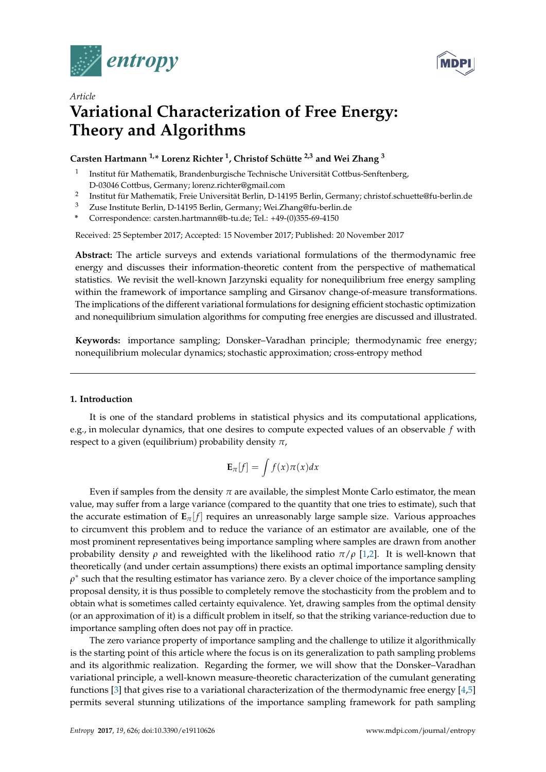*Article*

# Variational Characterization of Free Energy: Theory and Algorithms

**Carsten Hartmann [1,*] Lorenz Richter [1], Christof Schütte [2,3] and Wei Zhang [3]**

1. Institut für Mathematik, Brandenburgische Technische Universität Cottbus-Senftenberg, D-03046 Cottbus, Germany; lorenz.richter@gmail.com
2. Institut für Mathematik, Freie Universität Berlin, D-14195 Berlin, Germany; christof.schuette@fu-berlin.de
3. Zuse Institute Berlin, D-14195 Berlin, Germany; Wei.Zhang@fu-berlin.de

\* Correspondence: carsten.hartmann@b-tu.de; Tel.: +49-(0)355-69-4150

Received: 25 September 2017; Accepted: 15 November 2017; Published: 20 November 2017

**Abstract:** The article surveys and extends variational formulations of the thermodynamic free energy and discusses their information-theoretic content from the perspective of mathematical statistics. We revisit the well-known Jarzynski equality for nonequilibrium free energy sampling within the framework of importance sampling and Girsanov change-of-measure transformations. The implications of the different variational formulations for designing efficient stochastic optimization and nonequilibrium simulation algorithms for computing free energies are discussed and illustrated.

**Keywords:** importance sampling; Donsker–Varadhan principle; thermodynamic free energy; nonequilibrium molecular dynamics; stochastic approximation; cross-entropy method

## 1. Introduction

It is one of the standard problems in statistical physics and its computational applications, e.g., in molecular dynamics, that one desires to compute expected values of an observable $f$ with respect to a given (equilibrium) probability density $\pi$,

$$\mathbf{E}_\pi[f] = \int f(x)\pi(x)dx$$

Even if samples from the density $\pi$ are available, the simplest Monte Carlo estimator, the mean value, may suffer from a large variance (compared to the quantity that one tries to estimate), such that the accurate estimation of $\mathbf{E}_\pi[f]$ requires an unreasonably large sample size. Various approaches to circumvent this problem and to reduce the variance of an estimator are available, one of the most prominent representatives being importance sampling where samples are drawn from another probability density $\rho$ and reweighted with the likelihood ratio $\pi/\rho$ [1,2]. It is well-known that theoretically (and under certain assumptions) there exists an optimal importance sampling density $\rho^*$ such that the resulting estimator has variance zero. By a clever choice of the importance sampling proposal density, it is thus possible to completely remove the stochasticity from the problem and to obtain what is sometimes called certainty equivalence. Yet, drawing samples from the optimal density (or an approximation of it) is a difficult problem in itself, so that the striking variance-reduction due to importance sampling often does not pay off in practice.

The zero variance property of importance sampling and the challenge to utilize it algorithmically is the starting point of this article where the focus is on its generalization to path sampling problems and its algorithmic realization. Regarding the former, we will show that the Donsker–Varadhan variational principle, a well-known measure-theoretic characterization of the cumulant generating functions [3] that gives rise to a variational characterization of the thermodynamic free energy [4,5] permits several stunning utilizations of the importance sampling framework for path sampling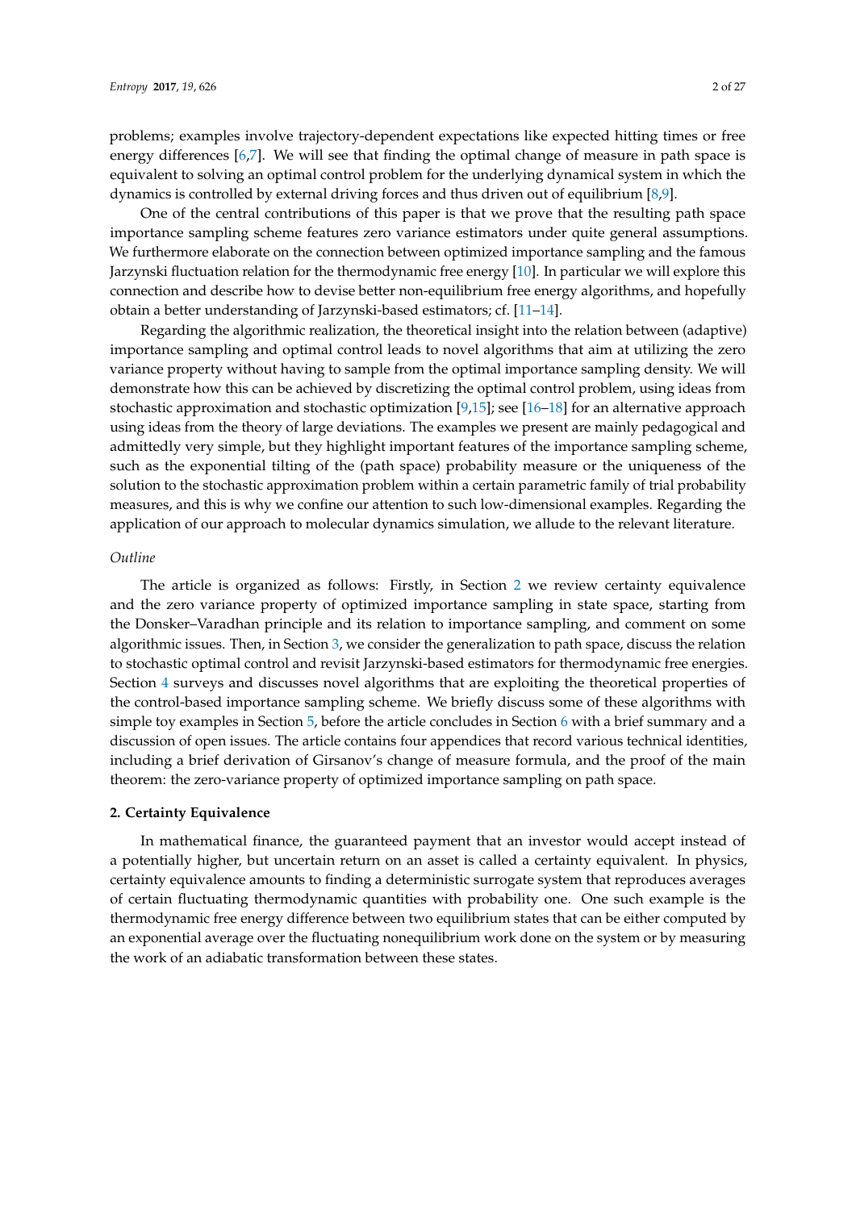problems; examples involve trajectory-dependent expectations like expected hitting times or free energy differences [6,7]. We will see that finding the optimal change of measure in path space is equivalent to solving an optimal control problem for the underlying dynamical system in which the dynamics is controlled by external driving forces and thus driven out of equilibrium [8,9].

One of the central contributions of this paper is that we prove that the resulting path space importance sampling scheme features zero variance estimators under quite general assumptions. We furthermore elaborate on the connection between optimized importance sampling and the famous Jarzynski fluctuation relation for the thermodynamic free energy [10]. In particular we will explore this connection and describe how to devise better non-equilibrium free energy algorithms, and hopefully obtain a better understanding of Jarzynski-based estimators; cf. [11–14].

Regarding the algorithmic realization, the theoretical insight into the relation between (adaptive) importance sampling and optimal control leads to novel algorithms that aim at utilizing the zero variance property without having to sample from the optimal importance sampling density. We will demonstrate how this can be achieved by discretizing the optimal control problem, using ideas from stochastic approximation and stochastic optimization [9,15]; see [16–18] for an alternative approach using ideas from the theory of large deviations. The examples we present are mainly pedagogical and admittedly very simple, but they highlight important features of the importance sampling scheme, such as the exponential tilting of the (path space) probability measure or the uniqueness of the solution to the stochastic approximation problem within a certain parametric family of trial probability measures, and this is why we confine our attention to such low-dimensional examples. Regarding the application of our approach to molecular dynamics simulation, we allude to the relevant literature.

*Outline*

The article is organized as follows: Firstly, in Section 2 we review certainty equivalence and the zero variance property of optimized importance sampling in state space, starting from the Donsker–Varadhan principle and its relation to importance sampling, and comment on some algorithmic issues. Then, in Section 3, we consider the generalization to path space, discuss the relation to stochastic optimal control and revisit Jarzynski-based estimators for thermodynamic free energies. Section 4 surveys and discusses novel algorithms that are exploiting the theoretical properties of the control-based importance sampling scheme. We briefly discuss some of these algorithms with simple toy examples in Section 5, before the article concludes in Section 6 with a brief summary and a discussion of open issues. The article contains four appendices that record various technical identities, including a brief derivation of Girsanov's change of measure formula, and the proof of the main theorem: the zero-variance property of optimized importance sampling on path space.

## 2. Certainty Equivalence

In mathematical finance, the guaranteed payment that an investor would accept instead of a potentially higher, but uncertain return on an asset is called a certainty equivalent. In physics, certainty equivalence amounts to finding a deterministic surrogate system that reproduces averages of certain fluctuating thermodynamic quantities with probability one. One such example is the thermodynamic free energy difference between two equilibrium states that can be either computed by an exponential average over the fluctuating nonequilibrium work done on the system or by measuring the work of an adiabatic transformation between these states.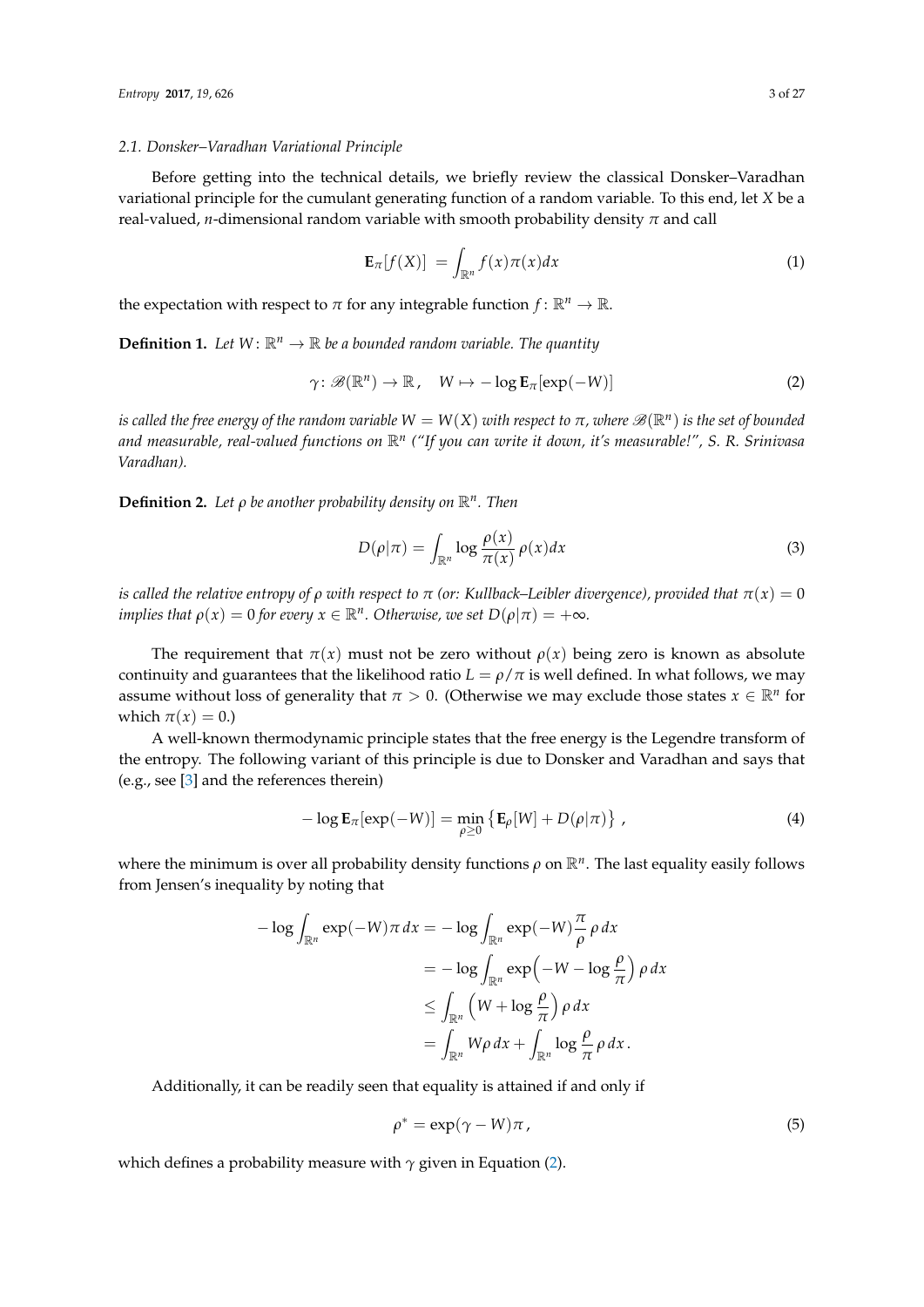### 2.1. Donsker–Varadhan Variational Principle

Before getting into the technical details, we briefly review the classical Donsker–Varadhan variational principle for the cumulant generating function of a random variable. To this end, let $X$ be a real-valued, $n$-dimensional random variable with smooth probability density $\pi$ and call

$$\mathbf{E}_\pi[f(X)] = \int_{\mathbb{R}^n} f(x)\pi(x)dx \tag{1}$$

the expectation with respect to $\pi$ for any integrable function $f\colon \mathbb{R}^n \to \mathbb{R}$.

**Definition 1.** *Let $W\colon \mathbb{R}^n \to \mathbb{R}$ be a bounded random variable. The quantity*

$$\gamma\colon \mathscr{B}(\mathbb{R}^n) \to \mathbb{R}\,, \quad W \mapsto -\log \mathbf{E}_\pi[\exp(-W)] \tag{2}$$

*is called the free energy of the random variable $W = W(X)$ with respect to $\pi$, where $\mathscr{B}(\mathbb{R}^n)$ is the set of bounded and measurable, real-valued functions on $\mathbb{R}^n$ ("If you can write it down, it's measurable!", S. R. Srinivasa Varadhan).*

**Definition 2.** *Let $\rho$ be another probability density on $\mathbb{R}^n$. Then*

$$D(\rho|\pi) = \int_{\mathbb{R}^n} \log \frac{\rho(x)}{\pi(x)}\,\rho(x)dx \tag{3}$$

*is called the relative entropy of $\rho$ with respect to $\pi$ (or: Kullback–Leibler divergence), provided that $\pi(x) = 0$ implies that $\rho(x) = 0$ for every $x \in \mathbb{R}^n$. Otherwise, we set $D(\rho|\pi) = +\infty$.*

The requirement that $\pi(x)$ must not be zero without $\rho(x)$ being zero is known as absolute continuity and guarantees that the likelihood ratio $L = \rho/\pi$ is well defined. In what follows, we may assume without loss of generality that $\pi > 0$. (Otherwise we may exclude those states $x \in \mathbb{R}^n$ for which $\pi(x) = 0$.)

A well-known thermodynamic principle states that the free energy is the Legendre transform of the entropy. The following variant of this principle is due to Donsker and Varadhan and says that (e.g., see [3] and the references therein)

$$-\log \mathbf{E}_\pi[\exp(-W)] = \min_{\rho \geq 0} \left\{ \mathbf{E}_\rho[W] + D(\rho|\pi) \right\}\,, \tag{4}$$

where the minimum is over all probability density functions $\rho$ on $\mathbb{R}^n$. The last equality easily follows from Jensen's inequality by noting that

$$\begin{aligned}
-\log \int_{\mathbb{R}^n} \exp(-W)\pi\,dx &= -\log \int_{\mathbb{R}^n} \exp(-W)\frac{\pi}{\rho}\,\rho\,dx \\
&= -\log \int_{\mathbb{R}^n} \exp\Big(-W - \log\frac{\rho}{\pi}\Big)\,\rho\,dx \\
&\leq \int_{\mathbb{R}^n} \Big(W + \log\frac{\rho}{\pi}\Big)\,\rho\,dx \\
&= \int_{\mathbb{R}^n} W\rho\,dx + \int_{\mathbb{R}^n} \log\frac{\rho}{\pi}\,\rho\,dx\,.
\end{aligned}$$

Additionally, it can be readily seen that equality is attained if and only if

$$\rho^* = \exp(\gamma - W)\pi\,, \tag{5}$$

which defines a probability measure with $\gamma$ given in Equation (2).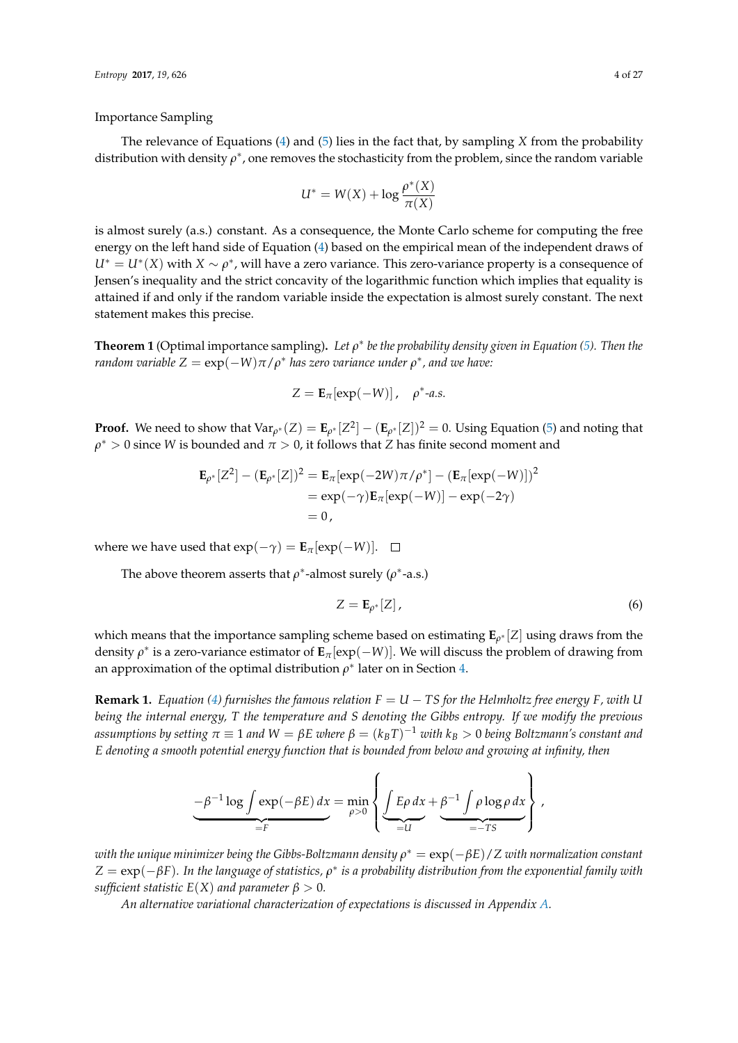Importance Sampling

The relevance of Equations (4) and (5) lies in the fact that, by sampling $X$ from the probability distribution with density $\rho^*$, one removes the stochasticity from the problem, since the random variable

$$U^* = W(X) + \log \frac{\rho^*(X)}{\pi(X)}$$

is almost surely (a.s.) constant. As a consequence, the Monte Carlo scheme for computing the free energy on the left hand side of Equation (4) based on the empirical mean of the independent draws of $U^* = U^*(X)$ with $X \sim \rho^*$, will have a zero variance. This zero-variance property is a consequence of Jensen's inequality and the strict concavity of the logarithmic function which implies that equality is attained if and only if the random variable inside the expectation is almost surely constant. The next statement makes this precise.

**Theorem 1** (Optimal importance sampling)**.** *Let $\rho^*$ be the probability density given in Equation (5). Then the random variable $Z = \exp(-W)\pi/\rho^*$ has zero variance under $\rho^*$, and we have:*

$$Z = \mathbf{E}_\pi[\exp(-W)]\,, \quad \rho^*\text{-a.s.}$$

**Proof.** We need to show that $\mathrm{Var}_{\rho^*}(Z) = \mathbf{E}_{\rho^*}[Z^2] - (\mathbf{E}_{\rho^*}[Z])^2 = 0$. Using Equation (5) and noting that $\rho^* > 0$ since $W$ is bounded and $\pi > 0$, it follows that $Z$ has finite second moment and

$$\begin{aligned}
\mathbf{E}_{\rho^*}[Z^2] - (\mathbf{E}_{\rho^*}[Z])^2 &= \mathbf{E}_\pi[\exp(-2W)\pi/\rho^*] - (\mathbf{E}_\pi[\exp(-W)])^2 \\
&= \exp(-\gamma)\mathbf{E}_\pi[\exp(-W)] - \exp(-2\gamma) \\
&= 0\,,
\end{aligned}$$

where we have used that $\exp(-\gamma) = \mathbf{E}_\pi[\exp(-W)]$. □

The above theorem asserts that $\rho^*$-almost surely ($\rho^*$-a.s.)

$$Z = \mathbf{E}_{\rho^*}[Z]\,, \tag{6}$$

which means that the importance sampling scheme based on estimating $\mathbf{E}_{\rho^*}[Z]$ using draws from the density $\rho^*$ is a zero-variance estimator of $\mathbf{E}_\pi[\exp(-W)]$. We will discuss the problem of drawing from an approximation of the optimal distribution $\rho^*$ later on in Section 4.

**Remark 1.** *Equation (4) furnishes the famous relation $F = U - TS$ for the Helmholtz free energy $F$, with $U$ being the internal energy, $T$ the temperature and $S$ denoting the Gibbs entropy. If we modify the previous assumptions by setting $\pi \equiv 1$ and $W = \beta E$ where $\beta = (k_B T)^{-1}$ with $k_B > 0$ being Boltzmann's constant and $E$ denoting a smooth potential energy function that is bounded from below and growing at infinity, then*

$$\underbrace{-\beta^{-1}\log\int \exp(-\beta E)\,dx}_{=F} = \min_{\rho>0}\left\{\underbrace{\int E\rho\,dx}_{=U} + \underbrace{\beta^{-1}\int \rho\log\rho\,dx}_{=-TS}\right\}\,,$$

*with the unique minimizer being the Gibbs-Boltzmann density $\rho^* = \exp(-\beta E)/Z$ with normalization constant $Z = \exp(-\beta F)$. In the language of statistics, $\rho^*$ is a probability distribution from the exponential family with sufficient statistic $E(X)$ and parameter $\beta > 0$.*

*An alternative variational characterization of expectations is discussed in Appendix A.*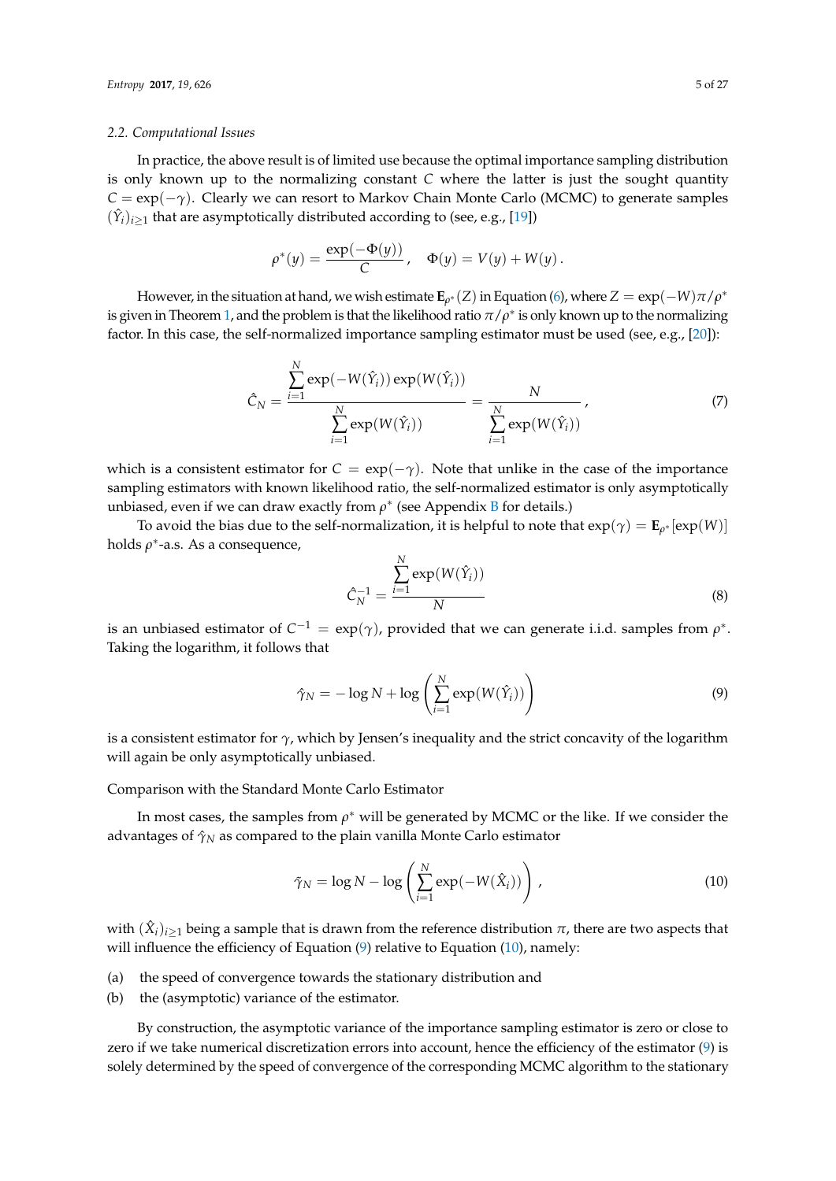### 2.2. Computational Issues

In practice, the above result is of limited use because the optimal importance sampling distribution is only known up to the normalizing constant $C$ where the latter is just the sought quantity $C = \exp(-\gamma)$. Clearly we can resort to Markov Chain Monte Carlo (MCMC) to generate samples $(\hat{Y}_i)_{i\geq 1}$ that are asymptotically distributed according to (see, e.g., [19])

$$\rho^*(y) = \frac{\exp(-\Phi(y))}{C}, \quad \Phi(y) = V(y) + W(y)\,.$$

However, in the situation at hand, we wish estimate $\mathbf{E}_{\rho^*}(Z)$ in Equation (6), where $Z = \exp(-W)\pi/\rho^*$ is given in Theorem 1, and the problem is that the likelihood ratio $\pi/\rho^*$ is only known up to the normalizing factor. In this case, the self-normalized importance sampling estimator must be used (see, e.g., [20]):

$$\hat{C}_N = \frac{\sum_{i=1}^{N} \exp(-W(\hat{Y}_i))\exp(W(\hat{Y}_i))}{\sum_{i=1}^{N} \exp(W(\hat{Y}_i))} = \frac{N}{\sum_{i=1}^{N} \exp(W(\hat{Y}_i))}, \tag{7}$$

which is a consistent estimator for $C = \exp(-\gamma)$. Note that unlike in the case of the importance sampling estimators with known likelihood ratio, the self-normalized estimator is only asymptotically unbiased, even if we can draw exactly from $\rho^*$ (see Appendix B for details.)

To avoid the bias due to the self-normalization, it is helpful to note that $\exp(\gamma) = \mathbf{E}_{\rho^*}[\exp(W)]$ holds $\rho^*$-a.s. As a consequence,

$$\hat{C}_N^{-1} = \frac{\sum_{i=1}^{N} \exp(W(\hat{Y}_i))}{N} \tag{8}$$

is an unbiased estimator of $C^{-1} = \exp(\gamma)$, provided that we can generate i.i.d. samples from $\rho^*$. Taking the logarithm, it follows that

$$\hat{\gamma}_N = -\log N + \log\left(\sum_{i=1}^{N} \exp(W(\hat{Y}_i))\right) \tag{9}$$

is a consistent estimator for $\gamma$, which by Jensen's inequality and the strict concavity of the logarithm will again be only asymptotically unbiased.

Comparison with the Standard Monte Carlo Estimator

In most cases, the samples from $\rho^*$ will be generated by MCMC or the like. If we consider the advantages of $\hat{\gamma}_N$ as compared to the plain vanilla Monte Carlo estimator

$$\tilde{\gamma}_N = \log N - \log\left(\sum_{i=1}^{N} \exp(-W(\hat{X}_i))\right), \tag{10}$$

with $(\hat{X}_i)_{i\geq 1}$ being a sample that is drawn from the reference distribution $\pi$, there are two aspects that will influence the efficiency of Equation (9) relative to Equation (10), namely:

(a) the speed of convergence towards the stationary distribution and
(b) the (asymptotic) variance of the estimator.

By construction, the asymptotic variance of the importance sampling estimator is zero or close to zero if we take numerical discretization errors into account, hence the efficiency of the estimator (9) is solely determined by the speed of convergence of the corresponding MCMC algorithm to the stationary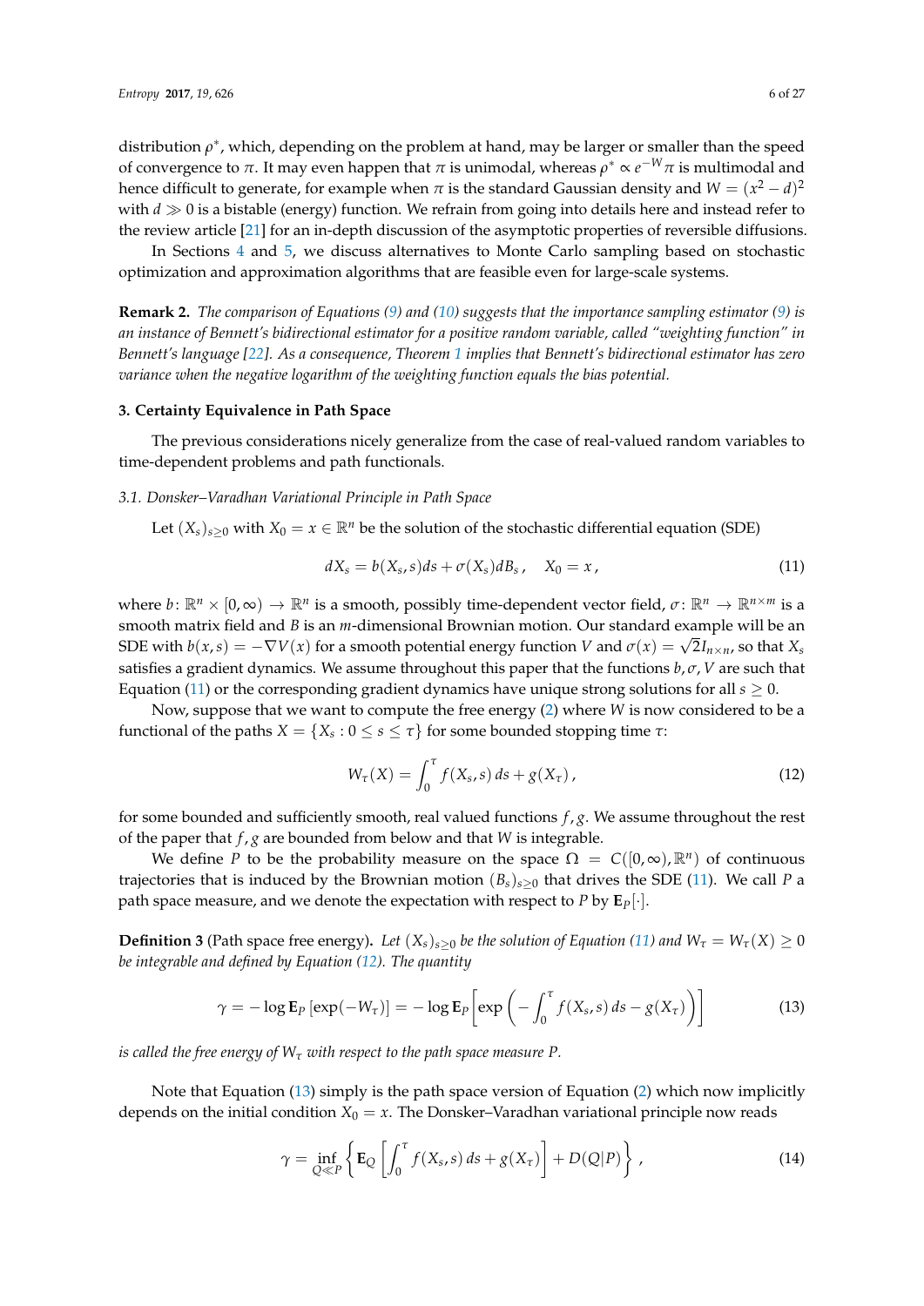distribution $\rho^*$, which, depending on the problem at hand, may be larger or smaller than the speed of convergence to $\pi$. It may even happen that $\pi$ is unimodal, whereas $\rho^* \propto e^{-W}\pi$ is multimodal and hence difficult to generate, for example when $\pi$ is the standard Gaussian density and $W = (x^2 - d)^2$ with $d \gg 0$ is a bistable (energy) function. We refrain from going into details here and instead refer to the review article [21] for an in-depth discussion of the asymptotic properties of reversible diffusions.

In Sections 4 and 5, we discuss alternatives to Monte Carlo sampling based on stochastic optimization and approximation algorithms that are feasible even for large-scale systems.

**Remark 2.** *The comparison of Equations (9) and (10) suggests that the importance sampling estimator (9) is an instance of Bennett's bidirectional estimator for a positive random variable, called "weighting function" in Bennett's language [22]. As a consequence, Theorem 1 implies that Bennett's bidirectional estimator has zero variance when the negative logarithm of the weighting function equals the bias potential.*

## 3. Certainty Equivalence in Path Space

The previous considerations nicely generalize from the case of real-valued random variables to time-dependent problems and path functionals.

### 3.1. Donsker–Varadhan Variational Principle in Path Space

Let $(X_s)_{s\geq 0}$ with $X_0 = x \in \mathbb{R}^n$ be the solution of the stochastic differential equation (SDE)

$$dX_s = b(X_s, s)ds + \sigma(X_s)dB_s\,, \quad X_0 = x\,, \tag{11}$$

where $b\colon \mathbb{R}^n \times [0,\infty) \to \mathbb{R}^n$ is a smooth, possibly time-dependent vector field, $\sigma\colon \mathbb{R}^n \to \mathbb{R}^{n\times m}$ is a smooth matrix field and $B$ is an $m$-dimensional Brownian motion. Our standard example will be an SDE with $b(x,s) = -\nabla V(x)$ for a smooth potential energy function $V$ and $\sigma(x) = \sqrt{2}I_{n\times n}$, so that $X_s$ satisfies a gradient dynamics. We assume throughout this paper that the functions $b, \sigma, V$ are such that Equation (11) or the corresponding gradient dynamics have unique strong solutions for all $s \geq 0$.

Now, suppose that we want to compute the free energy (2) where $W$ is now considered to be a functional of the paths $X = \{X_s : 0 \leq s \leq \tau\}$ for some bounded stopping time $\tau$:

$$W_\tau(X) = \int_0^\tau f(X_s, s)\, ds + g(X_\tau)\,, \tag{12}$$

for some bounded and sufficiently smooth, real valued functions $f, g$. We assume throughout the rest of the paper that $f, g$ are bounded from below and that $W$ is integrable.

We define $P$ to be the probability measure on the space $\Omega = C([0,\infty), \mathbb{R}^n)$ of continuous trajectories that is induced by the Brownian motion $(B_s)_{s\geq 0}$ that drives the SDE (11). We call $P$ a path space measure, and we denote the expectation with respect to $P$ by $\mathbf{E}_P[\cdot]$.

**Definition 3** (Path space free energy)**.** *Let $(X_s)_{s\geq 0}$ be the solution of Equation (11) and $W_\tau = W_\tau(X) \geq 0$ be integrable and defined by Equation (12). The quantity*

$$\gamma = -\log \mathbf{E}_P\left[\exp(-W_\tau)\right] = -\log \mathbf{E}_P\left[\exp\left(-\int_0^\tau f(X_s, s)\, ds - g(X_\tau)\right)\right] \tag{13}$$

*is called the free energy of $W_\tau$ with respect to the path space measure $P$.*

Note that Equation (13) simply is the path space version of Equation (2) which now implicitly depends on the initial condition $X_0 = x$. The Donsker–Varadhan variational principle now reads

$$\gamma = \inf_{Q \ll P}\left\{\mathbf{E}_Q\left[\int_0^\tau f(X_s, s)\, ds + g(X_\tau)\right] + D(Q|P)\right\}\,, \tag{14}$$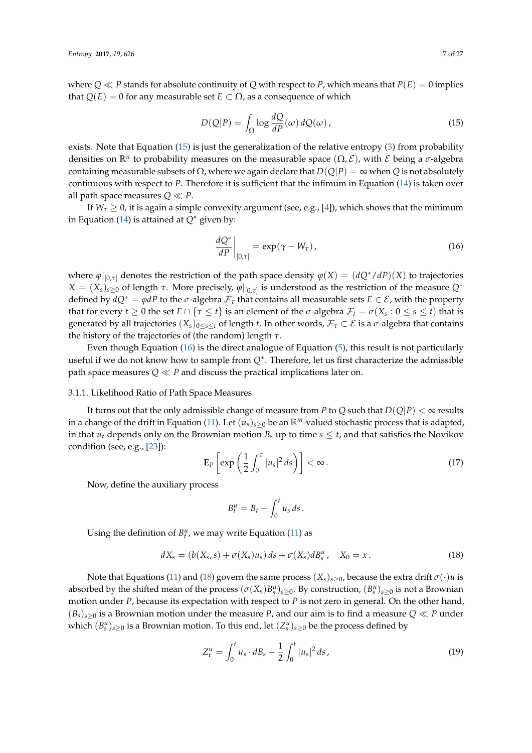where $Q \ll P$ stands for absolute continuity of $Q$ with respect to $P$, which means that $P(E) = 0$ implies that $Q(E) = 0$ for any measurable set $E \subset \Omega$, as a consequence of which

$$D(Q|P) = \int_\Omega \log \frac{dQ}{dP}(\omega)\, dQ(\omega)\,, \tag{15}$$

exists. Note that Equation (15) is just the generalization of the relative entropy (3) from probability densities on $\mathbb{R}^n$ to probability measures on the measurable space $(\Omega, \mathcal{E})$, with $\mathcal{E}$ being a $\sigma$-algebra containing measurable subsets of $\Omega$, where we again declare that $D(Q|P) = \infty$ when $Q$ is not absolutely continuous with respect to $P$. Therefore it is sufficient that the infimum in Equation (14) is taken over all path space measures $Q \ll P$.

If $W_\tau \geq 0$, it is again a simple convexity argument (see, e.g., [4]), which shows that the minimum in Equation (14) is attained at $Q^*$ given by:

$$\left.\frac{dQ^*}{dP}\right|_{[0,\tau]} = \exp(\gamma - W_\tau)\,, \tag{16}$$

where $\varphi|_{[0,\tau]}$ denotes the restriction of the path space density $\varphi(X) = (dQ^*/dP)(X)$ to trajectories $X = (X_s)_{s\geq 0}$ of length $\tau$. More precisely, $\varphi|_{[0,\tau]}$ is understood as the restriction of the measure $Q^*$ defined by $dQ^* = \varphi dP$ to the $\sigma$-algebra $\mathcal{F}_\tau$ that contains all measurable sets $E \in \mathcal{E}$, with the property that for every $t \geq 0$ the set $E \cap \{\tau \leq t\}$ is an element of the $\sigma$-algebra $\mathcal{F}_t = \sigma(X_s : 0 \leq s \leq t)$ that is generated by all trajectories $(X_s)_{0\leq s\leq t}$ of length $t$. In other words, $\mathcal{F}_\tau \subset \mathcal{E}$ is a $\sigma$-algebra that contains the history of the trajectories of (the random) length $\tau$.

Even though Equation (16) is the direct analogue of Equation (5), this result is not particularly useful if we do not know how to sample from $Q^*$. Therefore, let us first characterize the admissible path space measures $Q \ll P$ and discuss the practical implications later on.

#### 3.1.1. Likelihood Ratio of Path Space Measures

It turns out that the only admissible change of measure from $P$ to $Q$ such that $D(Q|P) < \infty$ results in a change of the drift in Equation (11). Let $(u_s)_{s\geq 0}$ be an $\mathbb{R}^m$-valued stochastic process that is adapted, in that $u_t$ depends only on the Brownian motion $B_s$ up to time $s \leq t$, and that satisfies the Novikov condition (see, e.g., [23]):

$$\mathbf{E}_P\left[\exp\left(\frac{1}{2}\int_0^\tau |u_s|^2\, ds\right)\right] < \infty\,. \tag{17}$$

Now, define the auxiliary process

$$B_t^u = B_t - \int_0^t u_s\, ds\,.$$

Using the definition of $B_t^u$, we may write Equation (11) as

$$dX_s = (b(X_s, s) + \sigma(X_s)u_s)\, ds + \sigma(X_s)dB_s^u\,, \quad X_0 = x\,. \tag{18}$$

Note that Equations (11) and (18) govern the same process $(X_s)_{s\geq 0}$, because the extra drift $\sigma(\cdot)u$ is absorbed by the shifted mean of the process $(\sigma(X_s)B_s^u)_{s\geq 0}$. By construction, $(B_s^u)_{s\geq 0}$ is not a Brownian motion under $P$, because its expectation with respect to $P$ is not zero in general. On the other hand, $(B_s)_{s\geq 0}$ is a Brownian motion under the measure $P$, and our aim is to find a measure $Q \ll P$ under which $(B_s^u)_{s\geq 0}$ is a Brownian motion. To this end, let $(Z_s^u)_{s\geq 0}$ be the process defined by

$$Z_t^u = \int_0^t u_s \cdot dB_s - \frac{1}{2}\int_0^t |u_s|^2\, ds\,, \tag{19}$$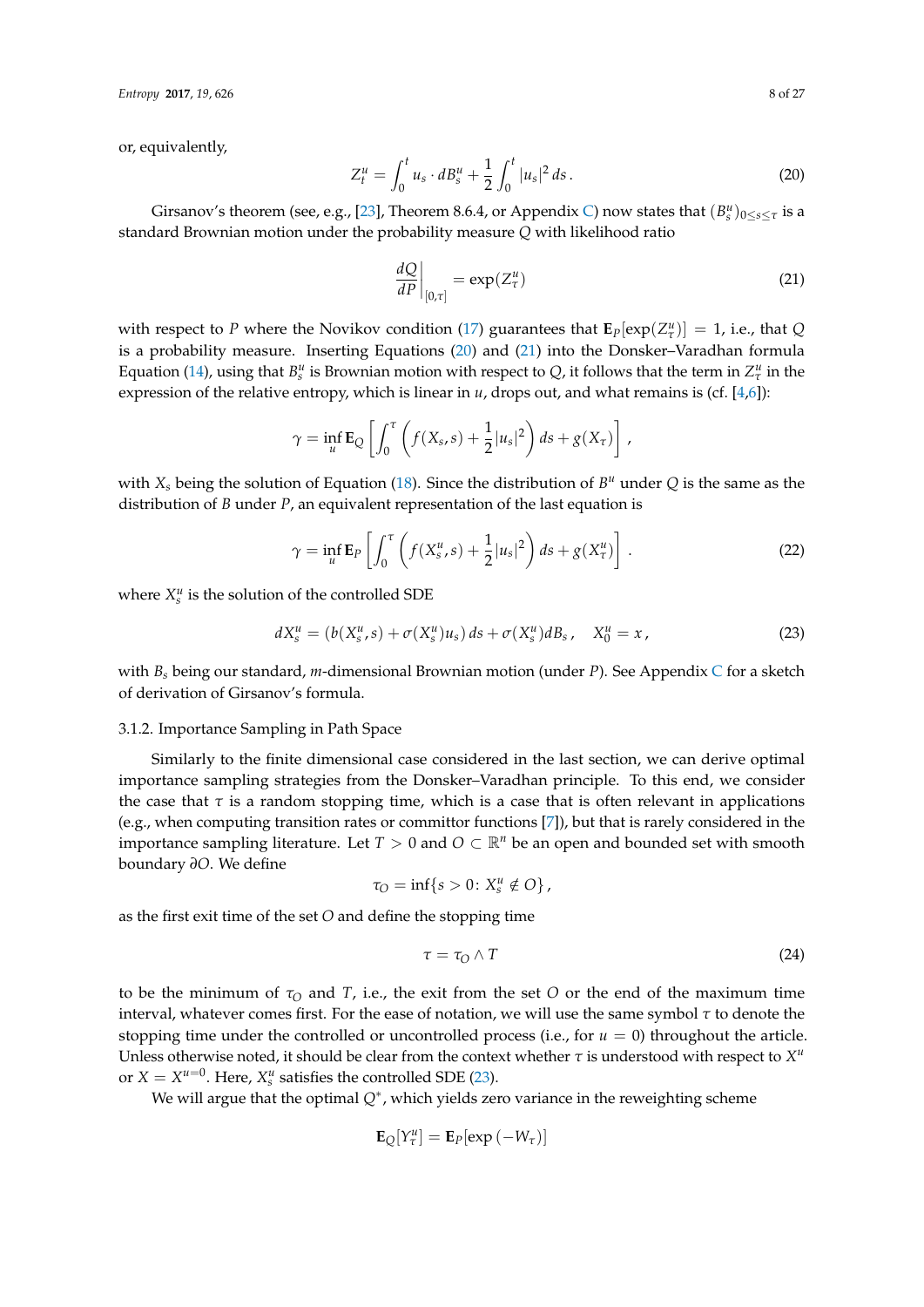or, equivalently,

$$Z_t^u = \int_0^t u_s \cdot dB_s^u + \frac{1}{2}\int_0^t |u_s|^2\, ds\,. \tag{20}$$

Girsanov's theorem (see, e.g., [23], Theorem 8.6.4, or Appendix C) now states that $(B_s^u)_{0\le s\le \tau}$ is a standard Brownian motion under the probability measure $Q$ with likelihood ratio

$$\left.\frac{dQ}{dP}\right|_{[0,\tau]} = \exp(Z_\tau^u) \tag{21}$$

with respect to $P$ where the Novikov condition (17) guarantees that $\mathbf{E}_P[\exp(Z_\tau^u)] = 1$, i.e., that $Q$ is a probability measure. Inserting Equations (20) and (21) into the Donsker–Varadhan formula Equation (14), using that $B_s^u$ is Brownian motion with respect to $Q$, it follows that the term in $Z_\tau^u$ in the expression of the relative entropy, which is linear in $u$, drops out, and what remains is (cf. [4,6]):

$$\gamma = \inf_u \mathbf{E}_Q\left[\int_0^\tau \left(f(X_s,s) + \frac{1}{2}|u_s|^2\right) ds + g(X_\tau)\right],$$

with $X_s$ being the solution of Equation (18). Since the distribution of $B^u$ under $Q$ is the same as the distribution of $B$ under $P$, an equivalent representation of the last equation is

$$\gamma = \inf_u \mathbf{E}_P\left[\int_0^\tau \left(f(X_s^u,s) + \frac{1}{2}|u_s|^2\right) ds + g(X_\tau^u)\right]. \tag{22}$$

where $X_s^u$ is the solution of the controlled SDE

$$dX_s^u = (b(X_s^u,s) + \sigma(X_s^u)u_s)\, ds + \sigma(X_s^u)dB_s\,, \quad X_0^u = x\,, \tag{23}$$

with $B_s$ being our standard, $m$-dimensional Brownian motion (under $P$). See Appendix C for a sketch of derivation of Girsanov's formula.

### 3.1.2. Importance Sampling in Path Space

Similarly to the finite dimensional case considered in the last section, we can derive optimal importance sampling strategies from the Donsker–Varadhan principle. To this end, we consider the case that $\tau$ is a random stopping time, which is a case that is often relevant in applications (e.g., when computing transition rates or committor functions [7]), but that is rarely considered in the importance sampling literature. Let $T > 0$ and $O \subset \mathbb{R}^n$ be an open and bounded set with smooth boundary $\partial O$. We define

$$\tau_O = \inf\{s > 0 \colon X_s^u \notin O\}\,,$$

as the first exit time of the set $O$ and define the stopping time

$$\tau = \tau_O \wedge T \tag{24}$$

to be the minimum of $\tau_O$ and $T$, i.e., the exit from the set $O$ or the end of the maximum time interval, whatever comes first. For the ease of notation, we will use the same symbol $\tau$ to denote the stopping time under the controlled or uncontrolled process (i.e., for $u = 0$) throughout the article. Unless otherwise noted, it should be clear from the context whether $\tau$ is understood with respect to $X^u$ or $X = X^{u=0}$. Here, $X_s^u$ satisfies the controlled SDE (23).

We will argue that the optimal $Q^*$, which yields zero variance in the reweighting scheme

$$\mathbf{E}_Q[Y_\tau^u] = \mathbf{E}_P[\exp(-W_\tau)]$$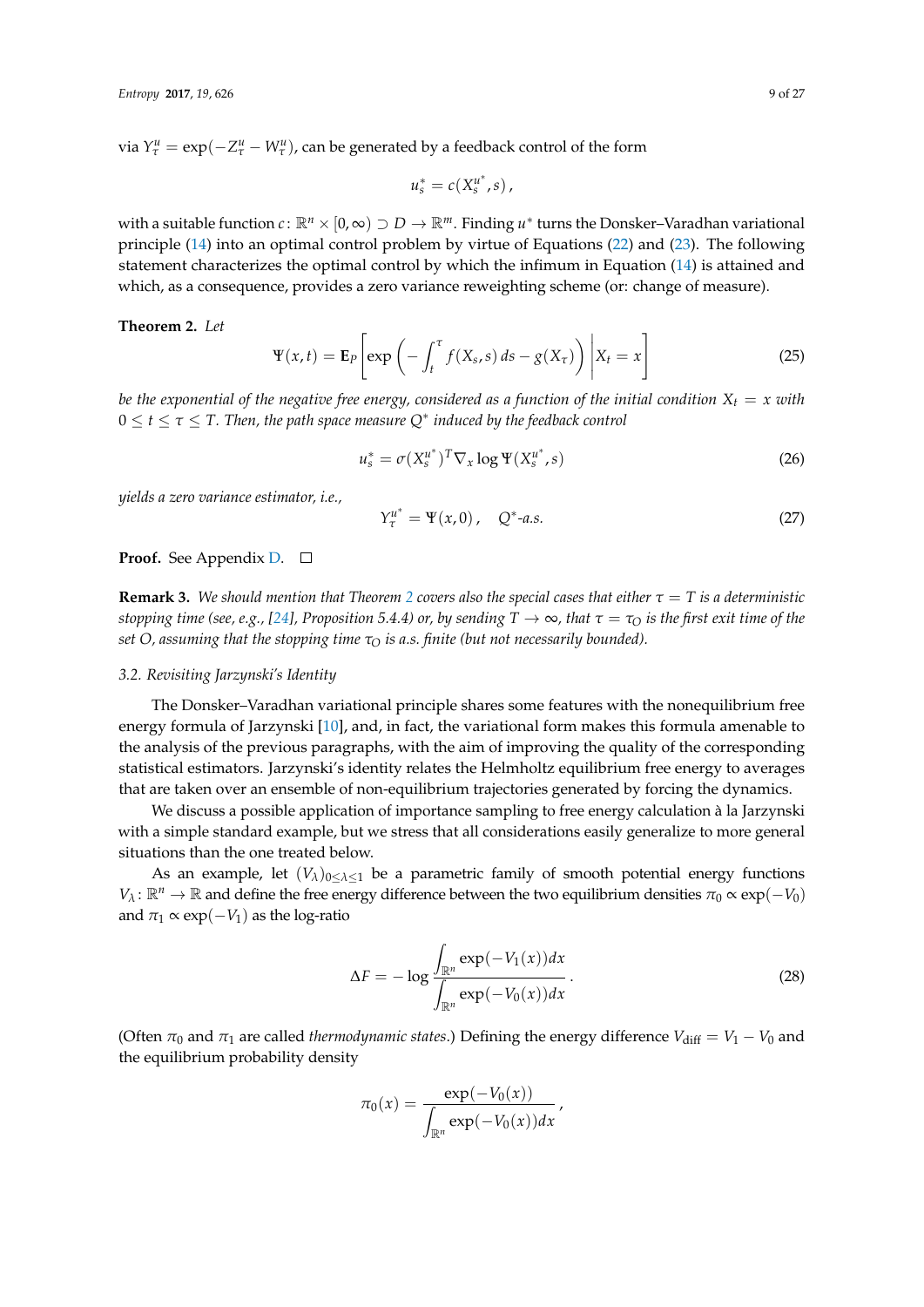via $Y^u_\tau = \exp(-Z^u_\tau - W^u_\tau)$, can be generated by a feedback control of the form

$$u^*_s = c(X^{u^*}_s, s)\,,$$

with a suitable function $c \colon \mathbb{R}^n \times [0, \infty) \supset D \to \mathbb{R}^m$. Finding $u^*$ turns the Donsker–Varadhan variational principle (14) into an optimal control problem by virtue of Equations (22) and (23). The following statement characterizes the optimal control by which the infimum in Equation (14) is attained and which, as a consequence, provides a zero variance reweighting scheme (or: change of measure).

**Theorem 2.** *Let*

$$\Psi(x,t) = \mathbf{E}_P\left[\exp\left(-\int_t^\tau f(X_s,s)\,ds - g(X_\tau)\right)\middle| X_t = x\right] \tag{25}$$

*be the exponential of the negative free energy, considered as a function of the initial condition $X_t = x$ with $0 \le t \le \tau \le T$. Then, the path space measure $Q^*$ induced by the feedback control*

$$u^*_s = \sigma(X^{u^*}_s)^T \nabla_x \log \Psi(X^{u^*}_s, s) \tag{26}$$

*yields a zero variance estimator, i.e.,*

$$Y^{u^*}_\tau = \Psi(x,0)\,, \quad Q^*\text{-a.s.} \tag{27}$$

**Proof.** See Appendix D. □

**Remark 3.** *We should mention that Theorem 2 covers also the special cases that either $\tau = T$ is a deterministic stopping time (see, e.g., [24], Proposition 5.4.4) or, by sending $T \to \infty$, that $\tau = \tau_O$ is the first exit time of the set $O$, assuming that the stopping time $\tau_O$ is a.s. finite (but not necessarily bounded).*

### 3.2. Revisiting Jarzynski's Identity

The Donsker–Varadhan variational principle shares some features with the nonequilibrium free energy formula of Jarzynski [10], and, in fact, the variational form makes this formula amenable to the analysis of the previous paragraphs, with the aim of improving the quality of the corresponding statistical estimators. Jarzynski's identity relates the Helmholtz equilibrium free energy to averages that are taken over an ensemble of non-equilibrium trajectories generated by forcing the dynamics.

We discuss a possible application of importance sampling to free energy calculation à la Jarzynski with a simple standard example, but we stress that all considerations easily generalize to more general situations than the one treated below.

As an example, let $(V_\lambda)_{0 \le \lambda \le 1}$ be a parametric family of smooth potential energy functions $V_\lambda \colon \mathbb{R}^n \to \mathbb{R}$ and define the free energy difference between the two equilibrium densities $\pi_0 \propto \exp(-V_0)$ and $\pi_1 \propto \exp(-V_1)$ as the log-ratio

$$\Delta F = -\log \frac{\int_{\mathbb{R}^n} \exp(-V_1(x))dx}{\int_{\mathbb{R}^n} \exp(-V_0(x))dx}\,. \tag{28}$$

(Often $\pi_0$ and $\pi_1$ are called *thermodynamic states*.) Defining the energy difference $V_{\text{diff}} = V_1 - V_0$ and the equilibrium probability density

$$\pi_0(x) = \frac{\exp(-V_0(x))}{\int_{\mathbb{R}^n} \exp(-V_0(x))dx}\,,$$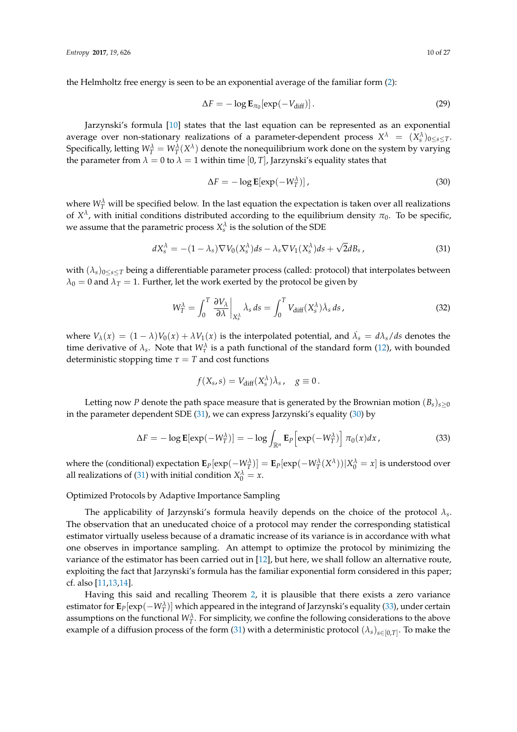the Helmholtz free energy is seen to be an exponential average of the familiar form (2):

$$\Delta F = -\log \mathbf{E}_{\pi_0}[\exp(-V_{\text{diff}})] \,. \tag{29}$$

Jarzynski's formula [10] states that the last equation can be represented as an exponential average over non-stationary realizations of a parameter-dependent process $X^\lambda = (X_s^\lambda)_{0\le s\le T}$. Specifically, letting $W_T^\lambda = W_T^\lambda(X^\lambda)$ denote the nonequilibrium work done on the system by varying the parameter from $\lambda = 0$ to $\lambda = 1$ within time $[0, T]$, Jarzynski's equality states that

$$\Delta F = -\log \mathbf{E}[\exp(-W_T^\lambda)] \,, \tag{30}$$

where $W_T^\lambda$ will be specified below. In the last equation the expectation is taken over all realizations of $X^\lambda$, with initial conditions distributed according to the equilibrium density $\pi_0$. To be specific, we assume that the parametric process $X_s^\lambda$ is the solution of the SDE

$$dX_s^\lambda = -(1-\lambda_s)\nabla V_0(X_s^\lambda)ds - \lambda_s \nabla V_1(X_s^\lambda)ds + \sqrt{2}dB_s \,, \tag{31}$$

with $(\lambda_s)_{0\le s\le T}$ being a differentiable parameter process (called: protocol) that interpolates between $\lambda_0 = 0$ and $\lambda_T = 1$. Further, let the work exerted by the protocol be given by

$$W_T^\lambda = \int_0^T \left.\frac{\partial V_\lambda}{\partial \lambda}\right|_{X_s^\lambda} \dot{\lambda}_s \, ds = \int_0^T V_{\text{diff}}(X_s^\lambda)\dot{\lambda}_s \, ds \,, \tag{32}$$

where $V_\lambda(x) = (1-\lambda)V_0(x) + \lambda V_1(x)$ is the interpolated potential, and $\dot{\lambda_s} = d\lambda_s/ds$ denotes the time derivative of $\lambda_s$. Note that $W_\tau^\lambda$ is a path functional of the standard form (12), with bounded deterministic stopping time $\tau = T$ and cost functions

$$f(X_s, s) = V_{\text{diff}}(X_s^\lambda)\dot{\lambda}_s \,, \quad g \equiv 0 \,.$$

Letting now $P$ denote the path space measure that is generated by the Brownian motion $(B_s)_{s\ge 0}$ in the parameter dependent SDE (31), we can express Jarzynski's equality (30) by

$$\Delta F = -\log \mathbf{E}[\exp(-W_T^\lambda)] = -\log \int_{\mathbb{R}^n} \mathbf{E}_P\left[\exp(-W_T^\lambda)\right] \pi_0(x)dx \,, \tag{33}$$

where the (conditional) expectation $\mathbf{E}_P[\exp(-W_T^\lambda)] = \mathbf{E}_P[\exp(-W_T^\lambda(X^\lambda))|X_0^\lambda = x]$ is understood over all realizations of (31) with initial condition $X_0^\lambda = x$.

Optimized Protocols by Adaptive Importance Sampling

The applicability of Jarzynski's formula heavily depends on the choice of the protocol $\lambda_s$. The observation that an uneducated choice of a protocol may render the corresponding statistical estimator virtually useless because of a dramatic increase of its variance is in accordance with what one observes in importance sampling. An attempt to optimize the protocol by minimizing the variance of the estimator has been carried out in [12], but here, we shall follow an alternative route, exploiting the fact that Jarzynski's formula has the familiar exponential form considered in this paper; cf. also [11,13,14].

Having this said and recalling Theorem 2, it is plausible that there exists a zero variance estimator for $\mathbf{E}_P[\exp(-W_T^\lambda)]$ which appeared in the integrand of Jarzynski's equality (33), under certain assumptions on the functional $W_T^\lambda$. For simplicity, we confine the following considerations to the above example of a diffusion process of the form (31) with a deterministic protocol $(\lambda_s)_{s\in[0,T]}$. To make the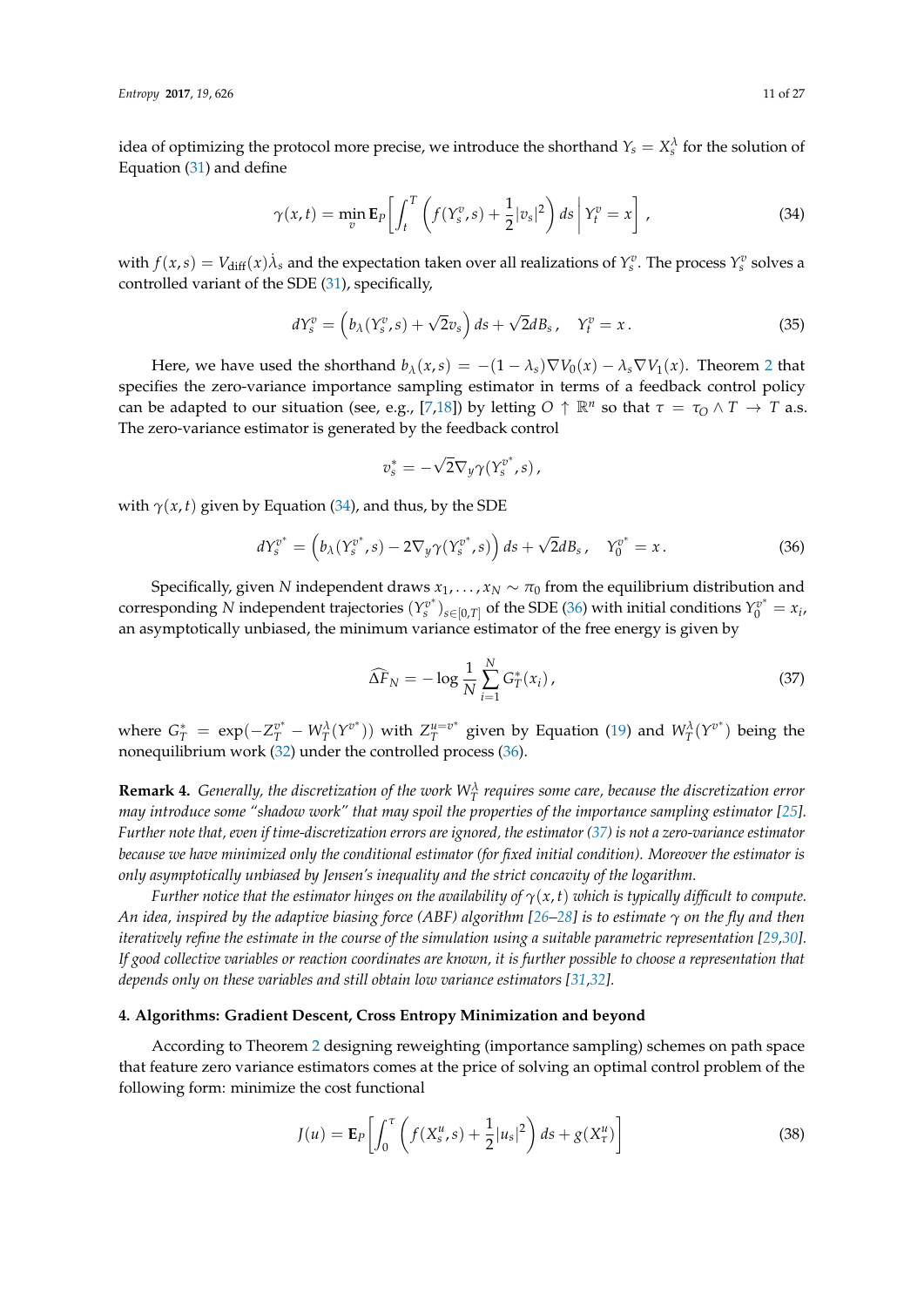idea of optimizing the protocol more precise, we introduce the shorthand $Y_s = X_s^\lambda$ for the solution of Equation (31) and define

$$\gamma(x,t) = \min_v \mathbf{E}_P\left[\int_t^T \left(f(Y_s^v, s) + \frac{1}{2}|v_s|^2\right) ds \,\middle|\, Y_t^v = x\right], \tag{34}$$

with $f(x,s) = V_{\text{diff}}(x)\dot{\lambda}_s$ and the expectation taken over all realizations of $Y_s^v$. The process $Y_s^v$ solves a controlled variant of the SDE (31), specifically,

$$dY_s^v = \left(b_\lambda(Y_s^v, s) + \sqrt{2}v_s\right) ds + \sqrt{2}dB_s\,, \quad Y_t^v = x\,. \tag{35}$$

Here, we have used the shorthand $b_\lambda(x,s) = -(1-\lambda_s)\nabla V_0(x) - \lambda_s \nabla V_1(x)$. Theorem 2 that specifies the zero-variance importance sampling estimator in terms of a feedback control policy can be adapted to our situation (see, e.g., [7,18]) by letting $O \uparrow \mathbb{R}^n$ so that $\tau = \tau_O \wedge T \to T$ a.s. The zero-variance estimator is generated by the feedback control

$$v_s^* = -\sqrt{2}\nabla_y \gamma(Y_s^{v^*}, s)\,,$$

with $\gamma(x,t)$ given by Equation (34), and thus, by the SDE

$$dY_s^{v^*} = \left(b_\lambda(Y_s^{v^*}, s) - 2\nabla_y \gamma(Y_s^{v^*}, s)\right) ds + \sqrt{2}dB_s\,, \quad Y_0^{v^*} = x\,. \tag{36}$$

Specifically, given $N$ independent draws $x_1, \ldots, x_N \sim \pi_0$ from the equilibrium distribution and corresponding $N$ independent trajectories $(Y_s^{v^*})_{s\in[0,T]}$ of the SDE (36) with initial conditions $Y_0^{v^*} = x_i$, an asymptotically unbiased, the minimum variance estimator of the free energy is given by

$$\widehat{\Delta F}_N = -\log \frac{1}{N}\sum_{i=1}^N G_T^*(x_i)\,, \tag{37}$$

where $G_T^* = \exp(-Z_T^{v^*} - W_T^\lambda(Y^{v^*}))$ with $Z_T^{u=v^*}$ given by Equation (19) and $W_T^\lambda(Y^{v^*})$ being the nonequilibrium work (32) under the controlled process (36).

**Remark 4.** *Generally, the discretization of the work $W_T^\lambda$ requires some care, because the discretization error may introduce some "shadow work" that may spoil the properties of the importance sampling estimator [25]. Further note that, even if time-discretization errors are ignored, the estimator (37) is not a zero-variance estimator because we have minimized only the conditional estimator (for fixed initial condition). Moreover the estimator is only asymptotically unbiased by Jensen's inequality and the strict concavity of the logarithm.*

*Further notice that the estimator hinges on the availability of $\gamma(x,t)$ which is typically difficult to compute. An idea, inspired by the adaptive biasing force (ABF) algorithm [26–28] is to estimate $\gamma$ on the fly and then iteratively refine the estimate in the course of the simulation using a suitable parametric representation [29,30]. If good collective variables or reaction coordinates are known, it is further possible to choose a representation that depends only on these variables and still obtain low variance estimators [31,32].*

## 4. Algorithms: Gradient Descent, Cross Entropy Minimization and beyond

According to Theorem 2 designing reweighting (importance sampling) schemes on path space that feature zero variance estimators comes at the price of solving an optimal control problem of the following form: minimize the cost functional

$$J(u) = \mathbf{E}_P\left[\int_0^\tau \left(f(X_s^u, s) + \frac{1}{2}|u_s|^2\right) ds + g(X_\tau^u)\right] \tag{38}$$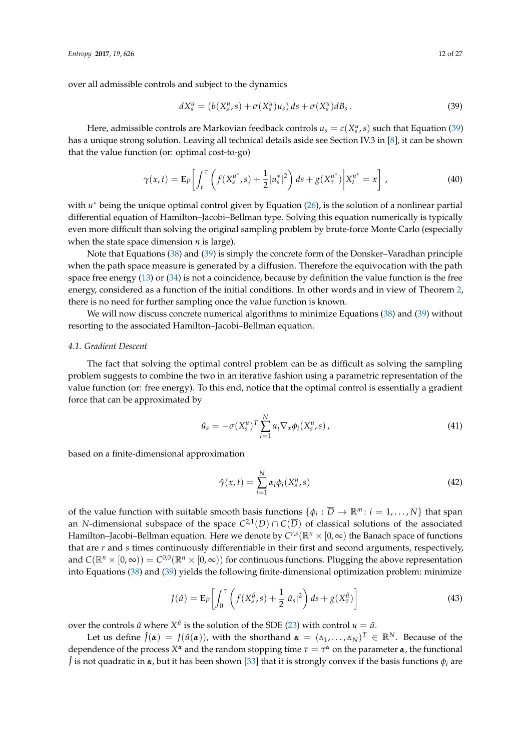over all admissible controls and subject to the dynamics

$$dX_s^u = (b(X_s^u, s) + \sigma(X_s^u)u_s)\,ds + \sigma(X_s^u)dB_s\,. \tag{39}$$

Here, admissible controls are Markovian feedback controls $u_s = c(X_s^u, s)$ such that Equation (39) has a unique strong solution. Leaving all technical details aside see Section IV.3 in [8], it can be shown that the value function (or: optimal cost-to-go)

$$\gamma(x,t) = \mathbf{E}_P\left[\int_t^\tau \left(f(X_s^{u^*}, s) + \frac{1}{2}|u_s^*|^2\right) ds + g(X_\tau^{u^*})\middle| X_t^{u^*} = x\right], \tag{40}$$

with $u^*$ being the unique optimal control given by Equation (26), is the solution of a nonlinear partial differential equation of Hamilton–Jacobi–Bellman type. Solving this equation numerically is typically even more difficult than solving the original sampling problem by brute-force Monte Carlo (especially when the state space dimension $n$ is large).

Note that Equations (38) and (39) is simply the concrete form of the Donsker–Varadhan principle when the path space measure is generated by a diffusion. Therefore the equivocation with the path space free energy (13) or (34) is not a coincidence, because by definition the value function is the free energy, considered as a function of the initial conditions. In other words and in view of Theorem 2, there is no need for further sampling once the value function is known.

We will now discuss concrete numerical algorithms to minimize Equations (38) and (39) without resorting to the associated Hamilton–Jacobi–Bellman equation.

### 4.1. Gradient Descent

The fact that solving the optimal control problem can be as difficult as solving the sampling problem suggests to combine the two in an iterative fashion using a parametric representation of the value function (or: free energy). To this end, notice that the optimal control is essentially a gradient force that can be approximated by

$$\hat{u}_s = -\sigma(X_s^u)^T \sum_{i=1}^N \alpha_i \nabla_x \phi_i(X_s^u, s)\,, \tag{41}$$

based on a finite-dimensional approximation

$$\hat{\gamma}(x,t) = \sum_{i=1}^N \alpha_i \phi_i(X_s^u, s) \tag{42}$$

of the value function with suitable smooth basis functions $\{\phi_i : \overline{D} \to \mathbb{R}^m : i = 1, \ldots, N\}$ that span an $N$-dimensional subspace of the space $C^{2,1}(D) \cap C(\overline{D})$ of classical solutions of the associated Hamilton–Jacobi–Bellman equation. Here we denote by $C^{r,s}(\mathbb{R}^n \times [0,\infty)$ the Banach space of functions that are $r$ and $s$ times continuously differentiable in their first and second arguments, respectively, and $C(\mathbb{R}^n \times [0,\infty)) = C^{0,0}(\mathbb{R}^n \times [0,\infty))$ for continuous functions. Plugging the above representation into Equations (38) and (39) yields the following finite-dimensional optimization problem: minimize

$$J(\hat{u}) = \mathbf{E}_P\left[\int_0^\tau \left(f(X_s^{\hat{u}}, s) + \frac{1}{2}|\hat{u}_s|^2\right) ds + g(X_\tau^{\hat{u}})\right] \tag{43}$$

over the controls $\hat{u}$ where $X^{\hat{u}}$ is the solution of the SDE (23) with control $u = \hat{u}$.

Let us define $\hat{J}(\boldsymbol{\alpha}) = J(\hat{u}(\boldsymbol{\alpha}))$, with the shorthand $\boldsymbol{\alpha} = (\alpha_1, \ldots, \alpha_N)^T \in \mathbb{R}^N$. Because of the dependence of the process $X^{\boldsymbol{\alpha}}$ and the random stopping time $\tau = \tau^{\boldsymbol{\alpha}}$ on the parameter $\boldsymbol{\alpha}$, the functional $\hat{J}$ is not quadratic in $\boldsymbol{\alpha}$, but it has been shown [33] that it is strongly convex if the basis functions $\phi_i$ are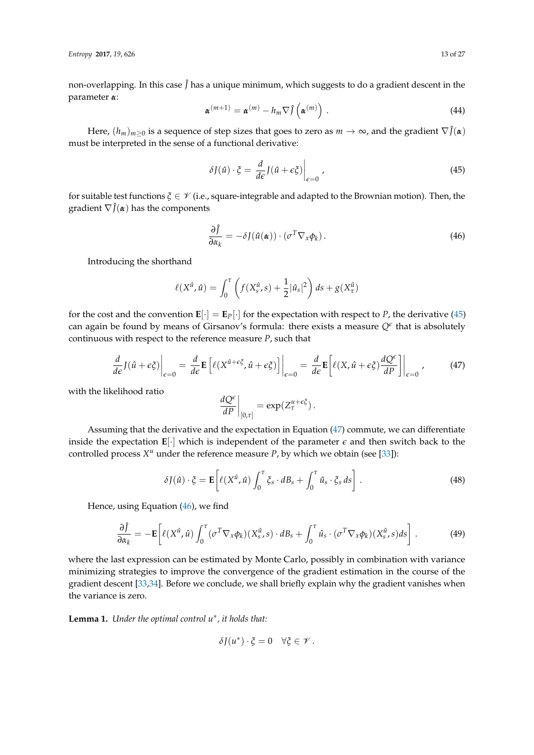non-overlapping. In this case $\hat{J}$ has a unique minimum, which suggests to do a gradient descent in the parameter $\boldsymbol{\alpha}$:

$$\boldsymbol{\alpha}^{(m+1)} = \boldsymbol{\alpha}^{(m)} - h_m \nabla \hat{J}\left(\boldsymbol{\alpha}^{(m)}\right) . \tag{44}$$

Here, $(h_m)_{m\geq 0}$ is a sequence of step sizes that goes to zero as $m \to \infty$, and the gradient $\nabla \hat{J}(\boldsymbol{\alpha})$ must be interpreted in the sense of a functional derivative:

$$\delta J(\hat{u}) \cdot \xi = \left. \frac{d}{d\epsilon} J(\hat{u} + \epsilon \xi) \right|_{\epsilon=0} , \tag{45}$$

for suitable test functions $\xi \in \mathscr{V}$ (i.e., square-integrable and adapted to the Brownian motion). Then, the gradient $\nabla \hat{J}(\boldsymbol{\alpha})$ has the components

$$\frac{\partial \hat{J}}{\partial \alpha_k} = -\delta J(\hat{u}(\boldsymbol{\alpha})) \cdot (\sigma^T \nabla_x \phi_k) . \tag{46}$$

Introducing the shorthand

$$\ell(X^{\hat{u}}, \hat{u}) = \int_0^\tau \left( f(X_s^{\hat{u}}, s) + \frac{1}{2} |\hat{u}_s|^2 \right) ds + g(X_\tau^{\hat{u}})$$

for the cost and the convention $\mathbf{E}[\cdot] = \mathbf{E}_P[\cdot]$ for the expectation with respect to $P$, the derivative (45) can again be found by means of Girsanov's formula: there exists a measure $Q^\epsilon$ that is absolutely continuous with respect to the reference measure $P$, such that

$$\left. \frac{d}{d\epsilon} J(\hat{u} + \epsilon \xi) \right|_{\epsilon=0} = \left. \frac{d}{d\epsilon} \mathbf{E}\left[ \ell(X^{\hat{u}+\epsilon\xi}, \hat{u} + \epsilon \xi) \right] \right|_{\epsilon=0} = \left. \frac{d}{d\epsilon} \mathbf{E}\left[ \ell(X, \hat{u} + \epsilon \xi) \frac{dQ^\epsilon}{dP} \right] \right|_{\epsilon=0} , \tag{47}$$

with the likelihood ratio

$$\left. \frac{dQ^\epsilon}{dP} \right|_{[0,\tau]} = \exp(Z_\tau^{u+\epsilon\xi}) .$$

Assuming that the derivative and the expectation in Equation (47) commute, we can differentiate inside the expectation $\mathbf{E}[\cdot]$ which is independent of the parameter $\epsilon$ and then switch back to the controlled process $X^u$ under the reference measure $P$, by which we obtain (see [33]):

$$\delta J(\hat{u}) \cdot \xi = \mathbf{E}\left[ \ell(X^{\hat{u}}, \hat{u}) \int_0^\tau \xi_s \cdot dB_s + \int_0^\tau \hat{u}_s \cdot \xi_s \, ds \right] . \tag{48}$$

Hence, using Equation (46), we find

$$\frac{\partial \hat{J}}{\partial \alpha_k} = -\mathbf{E}\left[ \ell(X^{\hat{u}}, \hat{u}) \int_0^\tau (\sigma^T \nabla_x \phi_k)(X_s^{\hat{u}}, s) \cdot dB_s + \int_0^\tau \hat{u}_s \cdot (\sigma^T \nabla_x \phi_k)(X_s^{\hat{u}}, s) ds \right] . \tag{49}$$

where the last expression can be estimated by Monte Carlo, possibly in combination with variance minimizing strategies to improve the convergence of the gradient estimation in the course of the gradient descent [33,34]. Before we conclude, we shall briefly explain why the gradient vanishes when the variance is zero.

**Lemma 1.** *Under the optimal control $u^*$, it holds that:*

$$\delta J(u^*) \cdot \xi = 0 \quad \forall \xi \in \mathscr{V} .$$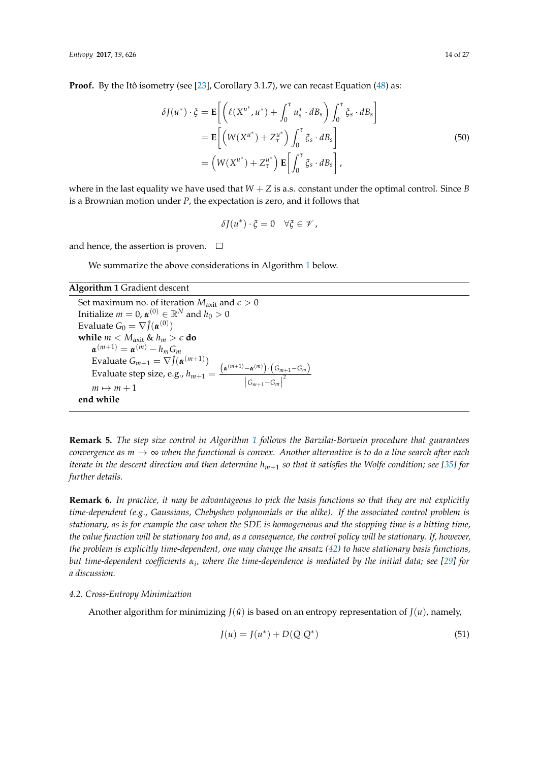**Proof.** By the Itô isometry (see [23], Corollary 3.1.7), we can recast Equation (48) as:

$$
\begin{aligned}
\delta J(u^*) \cdot \xi &= \mathbf{E}\left[\left(\ell(X^{u^*}, u^*) + \int_0^\tau u_s^* \cdot dB_s\right) \int_0^\tau \xi_s \cdot dB_s\right] \\
&= \mathbf{E}\left[\left(W(X^{u^*}) + Z_\tau^{u^*}\right) \int_0^\tau \xi_s \cdot dB_s\right] \\
&= \left(W(X^{u^*}) + Z_\tau^{u^*}\right) \mathbf{E}\left[\int_0^\tau \xi_s \cdot dB_s\right],
\end{aligned}
\tag{50}
$$

where in the last equality we have used that $W + Z$ is a.s. constant under the optimal control. Since $B$ is a Brownian motion under $P$, the expectation is zero, and it follows that

$$
\delta J(u^*) \cdot \xi = 0 \quad \forall \xi \in \mathscr{V},
$$

and hence, the assertion is proven. □

We summarize the above considerations in Algorithm 1 below.

**Algorithm 1** Gradient descent

```
Set maximum no. of iteration M_axit and ε > 0
Initialize m = 0, α^(0) ∈ R^N and h_0 > 0
Evaluate G_0 = ∇Ĵ(α^(0))
while m < M_axit & h_m > ε do
    α^(m+1) = α^(m) − h_m G_m
    Evaluate G_{m+1} = ∇Ĵ(α^(m+1))
    Evaluate step size, e.g., h_{m+1} = ((α^(m+1) − α^(m)) · (G_{m+1} − G_m)) / |G_{m+1} − G_m|^2
    m ↦ m + 1
end while
```

**Remark 5.** *The step size control in Algorithm 1 follows the Barzilai-Borwein procedure that guarantees convergence as $m \to \infty$ when the functional is convex. Another alternative is to do a line search after each iterate in the descent direction and then determine $h_{m+1}$ so that it satisfies the Wolfe condition; see [35] for further details.*

**Remark 6.** *In practice, it may be advantageous to pick the basis functions so that they are not explicitly time-dependent (e.g., Gaussians, Chebyshev polynomials or the alike). If the associated control problem is stationary, as is for example the case when the SDE is homogeneous and the stopping time is a hitting time, the value function will be stationary too and, as a consequence, the control policy will be stationary. If, however, the problem is explicitly time-dependent, one may change the ansatz (42) to have stationary basis functions, but time-dependent coefficients $\alpha_i$, where the time-dependence is mediated by the initial data; see [29] for a discussion.*

### 4.2. Cross-Entropy Minimization

Another algorithm for minimizing $J(\hat{u})$ is based on an entropy representation of $J(u)$, namely,

$$
J(u) = J(u^*) + D(Q|Q^*)
\tag{51}
$$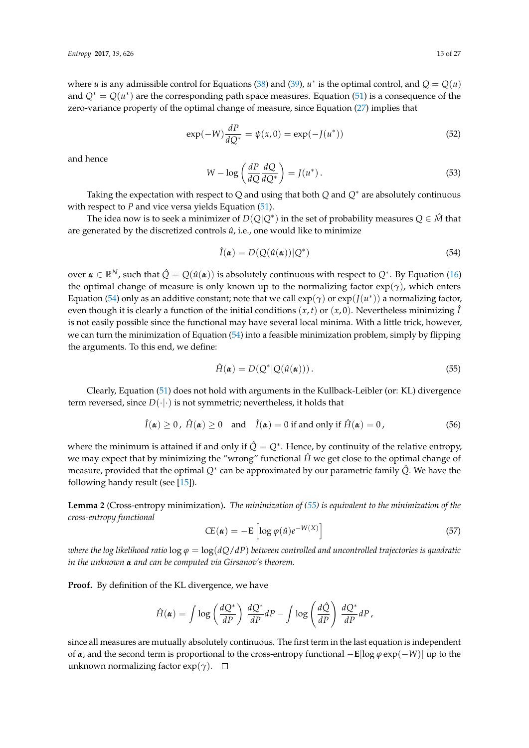where $u$ is any admissible control for Equations (38) and (39), $u^*$ is the optimal control, and $Q = Q(u)$ and $Q^* = Q(u^*)$ are the corresponding path space measures. Equation (51) is a consequence of the zero-variance property of the optimal change of measure, since Equation (27) implies that

$$\exp(-W)\frac{dP}{dQ^*} = \psi(x,0) = \exp(-J(u^*)) \tag{52}$$

and hence

$$W - \log\left(\frac{dP}{dQ}\frac{dQ}{dQ^*}\right) = J(u^*)\,. \tag{53}$$

Taking the expectation with respect to Q and using that both $Q$ and $Q^*$ are absolutely continuous with respect to $P$ and vice versa yields Equation (51).

The idea now is to seek a minimizer of $D(Q|Q^*)$ in the set of probability measures $Q \in \hat{M}$ that are generated by the discretized controls $\hat{u}$, i.e., one would like to minimize

$$\hat{I}(\boldsymbol{\alpha}) = D(Q(\hat{u}(\boldsymbol{\alpha}))|Q^*) \tag{54}$$

over $\boldsymbol{\alpha} \in \mathbb{R}^N$, such that $\hat{Q} = Q(\hat{u}(\boldsymbol{\alpha}))$ is absolutely continuous with respect to $Q^*$. By Equation (16) the optimal change of measure is only known up to the normalizing factor $\exp(\gamma)$, which enters Equation (54) only as an additive constant; note that we call $\exp(\gamma)$ or $\exp(J(u^*))$ a normalizing factor, even though it is clearly a function of the initial conditions $(x,t)$ or $(x,0)$. Nevertheless minimizing $\hat{I}$ is not easily possible since the functional may have several local minima. With a little trick, however, we can turn the minimization of Equation (54) into a feasible minimization problem, simply by flipping the arguments. To this end, we define:

$$\hat{H}(\boldsymbol{\alpha}) = D(Q^*|Q(\hat{u}(\boldsymbol{\alpha})))\,. \tag{55}$$

Clearly, Equation (51) does not hold with arguments in the Kullback-Leibler (or: KL) divergence term reversed, since $D(\cdot|\cdot)$ is not symmetric; nevertheless, it holds that

$$\hat{I}(\boldsymbol{\alpha}) \geq 0\,,\ \hat{H}(\boldsymbol{\alpha}) \geq 0 \quad \text{and} \quad \hat{I}(\boldsymbol{\alpha}) = 0 \text{ if and only if } \hat{H}(\boldsymbol{\alpha}) = 0\,, \tag{56}$$

where the minimum is attained if and only if $\hat{Q} = Q^*$. Hence, by continuity of the relative entropy, we may expect that by minimizing the "wrong" functional $\hat{H}$ we get close to the optimal change of measure, provided that the optimal $Q^*$ can be approximated by our parametric family $\hat{Q}$. We have the following handy result (see [15]).

**Lemma 2** (Cross-entropy minimization)**.** *The minimization of (55) is equivalent to the minimization of the cross-entropy functional*

$$CE(\boldsymbol{\alpha}) = -\mathbf{E}\left[\log \varphi(\hat{u})e^{-W(X)}\right] \tag{57}$$

*where the log likelihood ratio* $\log \varphi = \log(dQ/dP)$ *between controlled and uncontrolled trajectories is quadratic in the unknown* $\boldsymbol{\alpha}$ *and can be computed via Girsanov's theorem.*

**Proof.** By definition of the KL divergence, we have

$$\hat{H}(\boldsymbol{\alpha}) = \int \log\left(\frac{dQ^*}{dP}\right)\frac{dQ^*}{dP}dP - \int \log\left(\frac{d\hat{Q}}{dP}\right)\frac{dQ^*}{dP}dP\,,$$

since all measures are mutually absolutely continuous. The first term in the last equation is independent of $\boldsymbol{\alpha}$, and the second term is proportional to the cross-entropy functional $-\mathbf{E}[\log \varphi \exp(-W)]$ up to the unknown normalizing factor $\exp(\gamma)$. $\square$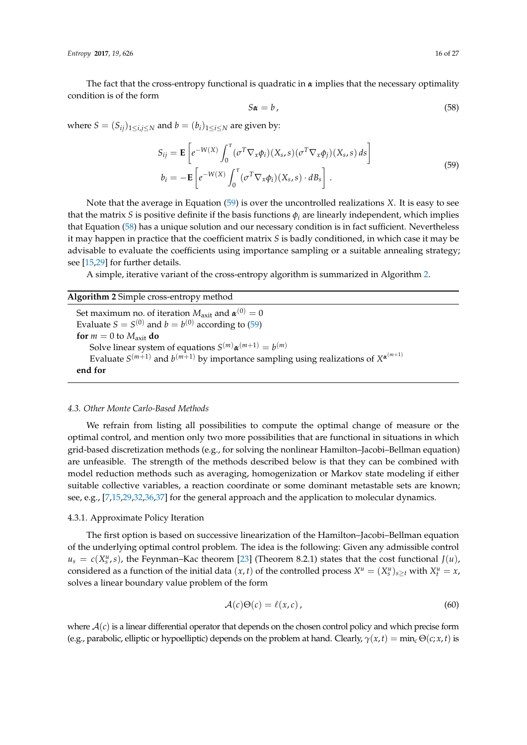The fact that the cross-entropy functional is quadratic in $\boldsymbol{\alpha}$ implies that the necessary optimality condition is of the form

$$S\boldsymbol{\alpha} = b\,, \tag{58}$$

where $S = (S_{ij})_{1\le i,j\le N}$ and $b = (b_i)_{1\le i\le N}$ are given by:

$$\begin{aligned} S_{ij} &= \mathbf{E}\left[e^{-W(X)}\int_0^\tau (\sigma^T\nabla_x\phi_i)(X_s,s)(\sigma^T\nabla_x\phi_j)(X_s,s)\,ds\right] \\ b_i &= -\mathbf{E}\left[e^{-W(X)}\int_0^\tau (\sigma^T\nabla_x\phi_i)(X_s,s)\cdot dB_s\right]. \end{aligned} \tag{59}$$

Note that the average in Equation (59) is over the uncontrolled realizations $X$. It is easy to see that the matrix $S$ is positive definite if the basis functions $\phi_i$ are linearly independent, which implies that Equation (58) has a unique solution and our necessary condition is in fact sufficient. Nevertheless it may happen in practice that the coefficient matrix $S$ is badly conditioned, in which case it may be advisable to evaluate the coefficients using importance sampling or a suitable annealing strategy; see [15,29] for further details.

A simple, iterative variant of the cross-entropy algorithm is summarized in Algorithm 2.

---

**Algorithm 2** Simple cross-entropy method

---

Set maximum no. of iteration $M_{\text{axit}}$ and $\boldsymbol{\alpha}^{(0)} = 0$
Evaluate $S = S^{(0)}$ and $b = b^{(0)}$ according to (59)
**for** $m = 0$ to $M_{\text{axit}}$ **do**
  Solve linear system of equations $S^{(m)}\boldsymbol{\alpha}^{(m+1)} = b^{(m)}$
  Evaluate $S^{(m+1)}$ and $b^{(m+1)}$ by importance sampling using realizations of $X^{\boldsymbol{\alpha}^{(m+1)}}$
**end for**

---

### 4.3. Other Monte Carlo-Based Methods

We refrain from listing all possibilities to compute the optimal change of measure or the optimal control, and mention only two more possibilities that are functional in situations in which grid-based discretization methods (e.g., for solving the nonlinear Hamilton–Jacobi–Bellman equation) are unfeasible. The strength of the methods described below is that they can be combined with model reduction methods such as averaging, homogenization or Markov state modeling if either suitable collective variables, a reaction coordinate or some dominant metastable sets are known; see, e.g., [7,15,29,32,36,37] for the general approach and the application to molecular dynamics.

#### 4.3.1. Approximate Policy Iteration

The first option is based on successive linearization of the Hamilton–Jacobi–Bellman equation of the underlying optimal control problem. The idea is the following: Given any admissible control $u_s = c(X_s^u, s)$, the Feynman–Kac theorem [23] (Theorem 8.2.1) states that the cost functional $J(u)$, considered as a function of the initial data $(x,t)$ of the controlled process $X^u = (X_s^u)_{s\ge t}$ with $X_t^u = x$, solves a linear boundary value problem of the form

$$\mathcal{A}(c)\Theta(c) = \ell(x,c)\,, \tag{60}$$

where $\mathcal{A}(c)$ is a linear differential operator that depends on the chosen control policy and which precise form (e.g., parabolic, elliptic or hypoelliptic) depends on the problem at hand. Clearly, $\gamma(x,t) = \min_c \Theta(c;x,t)$ is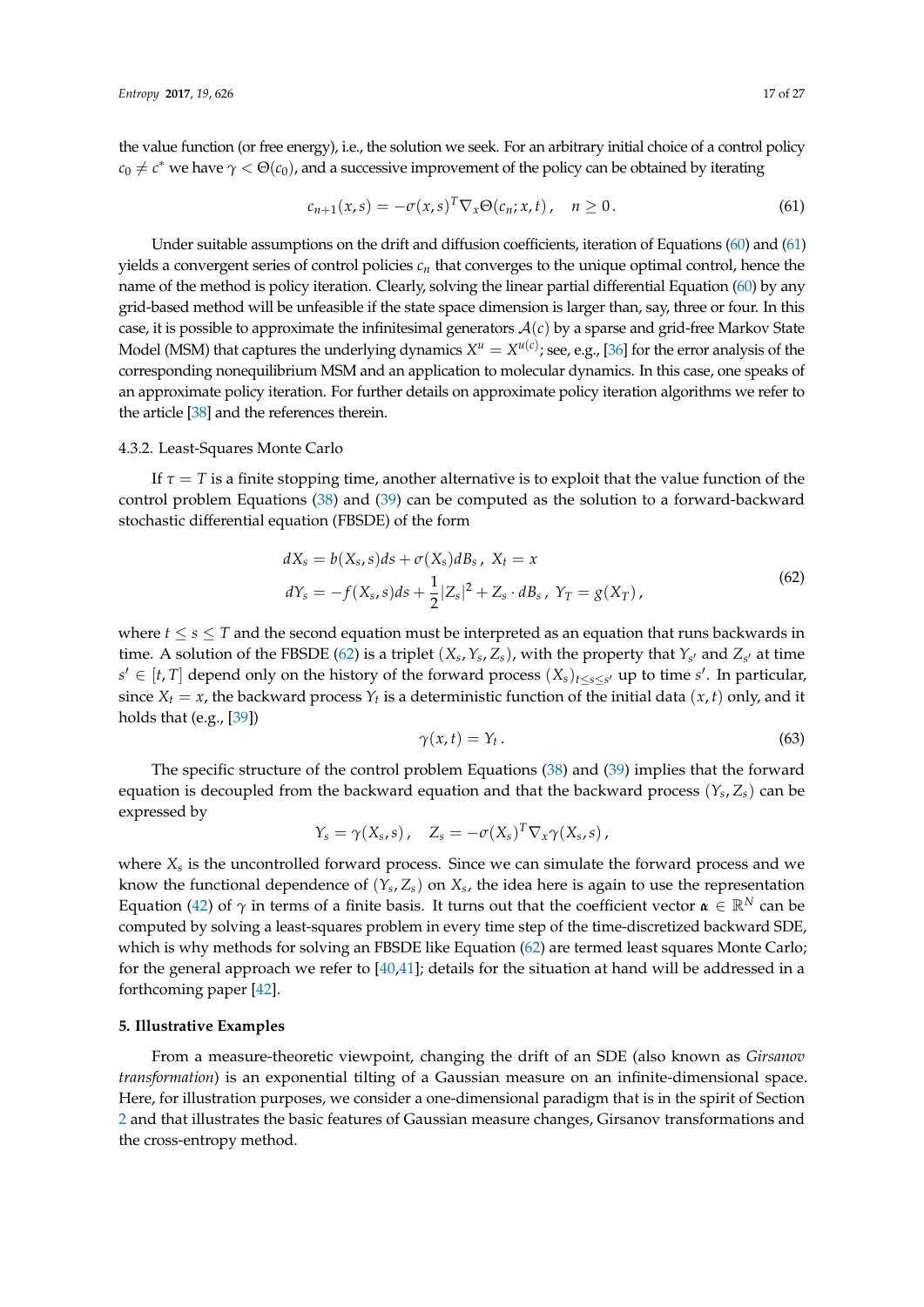the value function (or free energy), i.e., the solution we seek. For an arbitrary initial choice of a control policy $c_0 \neq c^*$ we have $\gamma < \Theta(c_0)$, and a successive improvement of the policy can be obtained by iterating

$$c_{n+1}(x,s) = -\sigma(x,s)^T \nabla_x \Theta(c_n; x, t)\,, \quad n \geq 0\,. \tag{61}$$

Under suitable assumptions on the drift and diffusion coefficients, iteration of Equations (60) and (61) yields a convergent series of control policies $c_n$ that converges to the unique optimal control, hence the name of the method is policy iteration. Clearly, solving the linear partial differential Equation (60) by any grid-based method will be unfeasible if the state space dimension is larger than, say, three or four. In this case, it is possible to approximate the infinitesimal generators $\mathcal{A}(c)$ by a sparse and grid-free Markov State Model (MSM) that captures the underlying dynamics $X^u = X^{u(c)}$; see, e.g., [36] for the error analysis of the corresponding nonequilibrium MSM and an application to molecular dynamics. In this case, one speaks of an approximate policy iteration. For further details on approximate policy iteration algorithms we refer to the article [38] and the references therein.

#### 4.3.2. Least-Squares Monte Carlo

If $\tau = T$ is a finite stopping time, another alternative is to exploit that the value function of the control problem Equations (38) and (39) can be computed as the solution to a forward-backward stochastic differential equation (FBSDE) of the form

$$\begin{aligned} dX_s &= b(X_s, s)ds + \sigma(X_s)dB_s\,,\ X_t = x \\ dY_s &= -f(X_s, s)ds + \frac{1}{2}|Z_s|^2 + Z_s \cdot dB_s\,,\ Y_T = g(X_T)\,, \end{aligned} \tag{62}$$

where $t \leq s \leq T$ and the second equation must be interpreted as an equation that runs backwards in time. A solution of the FBSDE (62) is a triplet $(X_s, Y_s, Z_s)$, with the property that $Y_{s'}$ and $Z_{s'}$ at time $s' \in [t, T]$ depend only on the history of the forward process $(X_s)_{t \leq s \leq s'}$ up to time $s'$. In particular, since $X_t = x$, the backward process $Y_t$ is a deterministic function of the initial data $(x, t)$ only, and it holds that (e.g., [39])

$$\gamma(x,t) = Y_t\,. \tag{63}$$

The specific structure of the control problem Equations (38) and (39) implies that the forward equation is decoupled from the backward equation and that the backward process $(Y_s, Z_s)$ can be expressed by

$$Y_s = \gamma(X_s, s)\,, \quad Z_s = -\sigma(X_s)^T \nabla_x \gamma(X_s, s)\,,$$

where $X_s$ is the uncontrolled forward process. Since we can simulate the forward process and we know the functional dependence of $(Y_s, Z_s)$ on $X_s$, the idea here is again to use the representation Equation (42) of $\gamma$ in terms of a finite basis. It turns out that the coefficient vector $\boldsymbol{\alpha} \in \mathbb{R}^N$ can be computed by solving a least-squares problem in every time step of the time-discretized backward SDE, which is why methods for solving an FBSDE like Equation (62) are termed least squares Monte Carlo; for the general approach we refer to [40,41]; details for the situation at hand will be addressed in a forthcoming paper [42].

## 5. Illustrative Examples

From a measure-theoretic viewpoint, changing the drift of an SDE (also known as *Girsanov transformation*) is an exponential tilting of a Gaussian measure on an infinite-dimensional space. Here, for illustration purposes, we consider a one-dimensional paradigm that is in the spirit of Section 2 and that illustrates the basic features of Gaussian measure changes, Girsanov transformations and the cross-entropy method.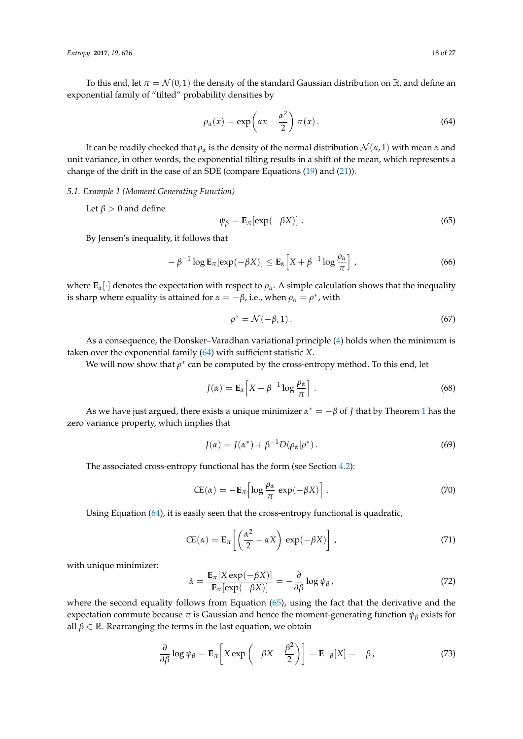To this end, let $\pi = \mathcal{N}(0,1)$ the density of the standard Gaussian distribution on $\mathbb{R}$, and define an exponential family of "tilted" probability densities by

$$\rho_\alpha(x) = \exp\left(\alpha x - \frac{\alpha^2}{2}\right)\pi(x)\,. \tag{64}$$

It can be readily checked that $\rho_\alpha$ is the density of the normal distribution $\mathcal{N}(\alpha, 1)$ with mean $\alpha$ and unit variance, in other words, the exponential tilting results in a shift of the mean, which represents a change of the drift in the case of an SDE (compare Equations (19) and (21)).

### 5.1. Example 1 (Moment Generating Function)

Let $\beta > 0$ and define

$$\psi_\beta = \mathbf{E}_\pi[\exp(-\beta X)]\,. \tag{65}$$

By Jensen's inequality, it follows that

$$-\beta^{-1}\log \mathbf{E}_\pi[\exp(-\beta X)] \le \mathbf{E}_\alpha\left[X + \beta^{-1}\log\frac{\rho_\alpha}{\pi}\right]\,, \tag{66}$$

where $\mathbf{E}_\alpha[\cdot]$ denotes the expectation with respect to $\rho_\alpha$. A simple calculation shows that the inequality is sharp where equality is attained for $\alpha = -\beta$, i.e., when $\rho_\alpha = \rho^*$, with

$$\rho^* = \mathcal{N}(-\beta, 1)\,. \tag{67}$$

As a consequence, the Donsker–Varadhan variational principle (4) holds when the minimum is taken over the exponential family (64) with sufficient statistic $X$.

We will now show that $\rho^*$ can be computed by the cross-entropy method. To this end, let

$$J(\alpha) = \mathbf{E}_\alpha\left[X + \beta^{-1}\log\frac{\rho_\alpha}{\pi}\right]\,. \tag{68}$$

As we have just argued, there exists a unique minimizer $\alpha^* = -\beta$ of $J$ that by Theorem 1 has the zero variance property, which implies that

$$J(\alpha) = J(\alpha^*) + \beta^{-1}D(\rho_\alpha|\rho^*)\,. \tag{69}$$

The associated cross-entropy functional has the form (see Section 4.2):

$$CE(\alpha) = -\mathbf{E}_\pi\left[\log\frac{\rho_\alpha}{\pi}\exp(-\beta X)\right]\,. \tag{70}$$

Using Equation (64), it is easily seen that the cross-entropy functional is quadratic,

$$CE(\alpha) = \mathbf{E}_\pi\left[\left(\frac{\alpha^2}{2} - \alpha X\right)\exp(-\beta X)\right]\,, \tag{71}$$

with unique minimizer:

$$\hat{\alpha} = \frac{\mathbf{E}_\pi[X\exp(-\beta X)]}{\mathbf{E}_\pi[\exp(-\beta X)]} = -\frac{\partial}{\partial\beta}\log\psi_\beta\,, \tag{72}$$

where the second equality follows from Equation (65), using the fact that the derivative and the expectation commute because $\pi$ is Gaussian and hence the moment-generating function $\psi_\beta$ exists for all $\beta \in \mathbb{R}$. Rearranging the terms in the last equation, we obtain

$$-\frac{\partial}{\partial\beta}\log\psi_\beta = \mathbf{E}_\pi\left[X\exp\left(-\beta X - \frac{\beta^2}{2}\right)\right] = \mathbf{E}_{-\beta}[X] = -\beta\,, \tag{73}$$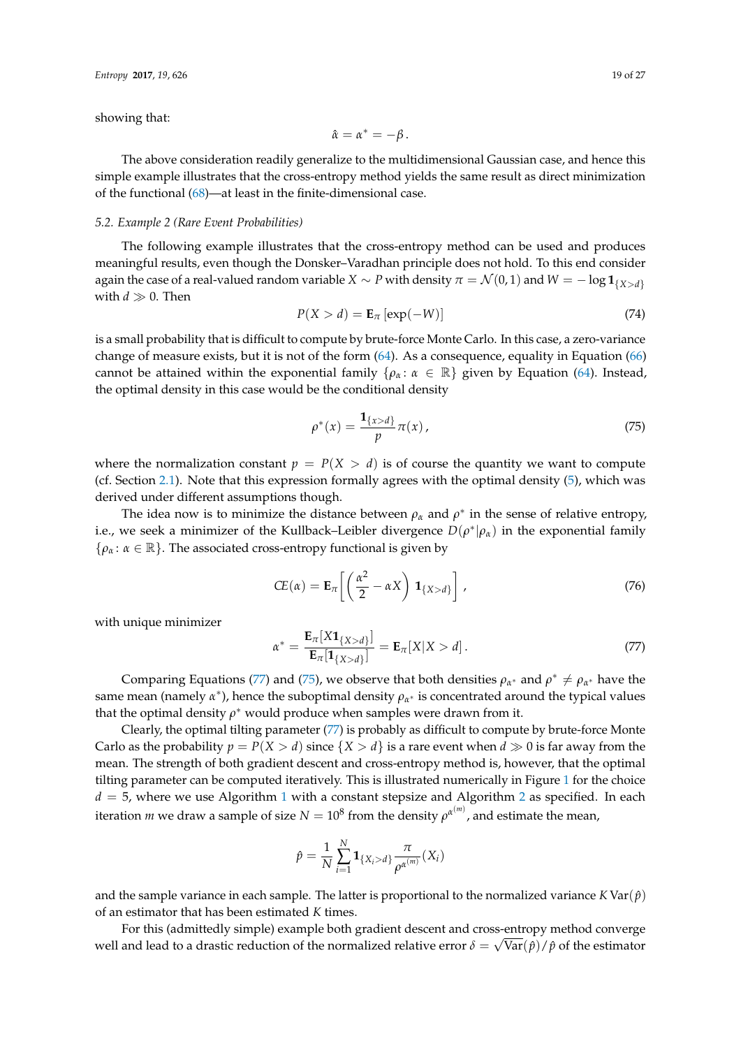showing that:

$$\hat{\alpha} = \alpha^* = -\beta\,.$$

The above consideration readily generalize to the multidimensional Gaussian case, and hence this simple example illustrates that the cross-entropy method yields the same result as direct minimization of the functional (68)—at least in the finite-dimensional case.

### 5.2. Example 2 (Rare Event Probabilities)

The following example illustrates that the cross-entropy method can be used and produces meaningful results, even though the Donsker–Varadhan principle does not hold. To this end consider again the case of a real-valued random variable $X \sim P$ with density $\pi = \mathcal{N}(0,1)$ and $W = -\log \mathbf{1}_{\{X>d\}}$ with $d \gg 0$. Then

$$P(X > d) = \mathbf{E}_\pi\left[\exp(-W)\right] \tag{74}$$

is a small probability that is difficult to compute by brute-force Monte Carlo. In this case, a zero-variance change of measure exists, but it is not of the form (64). As a consequence, equality in Equation (66) cannot be attained within the exponential family $\{\rho_\alpha \colon \alpha \in \mathbb{R}\}$ given by Equation (64). Instead, the optimal density in this case would be the conditional density

$$\rho^*(x) = \frac{\mathbf{1}_{\{x>d\}}}{p}\pi(x)\,, \tag{75}$$

where the normalization constant $p = P(X > d)$ is of course the quantity we want to compute (cf. Section 2.1). Note that this expression formally agrees with the optimal density (5), which was derived under different assumptions though.

The idea now is to minimize the distance between $\rho_\alpha$ and $\rho^*$ in the sense of relative entropy, i.e., we seek a minimizer of the Kullback–Leibler divergence $D(\rho^*|\rho_\alpha)$ in the exponential family $\{\rho_\alpha \colon \alpha \in \mathbb{R}\}$. The associated cross-entropy functional is given by

$$CE(\alpha) = \mathbf{E}_\pi\left[\left(\frac{\alpha^2}{2} - \alpha X\right)\mathbf{1}_{\{X>d\}}\right]\,, \tag{76}$$

with unique minimizer

$$\alpha^* = \frac{\mathbf{E}_\pi[X\mathbf{1}_{\{X>d\}}]}{\mathbf{E}_\pi[\mathbf{1}_{\{X>d\}}]} = \mathbf{E}_\pi[X|X>d]\,. \tag{77}$$

Comparing Equations (77) and (75), we observe that both densities $\rho_{\alpha^*}$ and $\rho^* \neq \rho_{\alpha^*}$ have the same mean (namely $\alpha^*$), hence the suboptimal density $\rho_{\alpha^*}$ is concentrated around the typical values that the optimal density $\rho^*$ would produce when samples were drawn from it.

Clearly, the optimal tilting parameter (77) is probably as difficult to compute by brute-force Monte Carlo as the probability $p = P(X > d)$ since $\{X > d\}$ is a rare event when $d \gg 0$ is far away from the mean. The strength of both gradient descent and cross-entropy method is, however, that the optimal tilting parameter can be computed iteratively. This is illustrated numerically in Figure 1 for the choice $d = 5$, where we use Algorithm 1 with a constant stepsize and Algorithm 2 as specified. In each iteration $m$ we draw a sample of size $N = 10^8$ from the density $\rho^{\alpha^{(m)}}$, and estimate the mean,

$$\hat{p} = \frac{1}{N}\sum_{i=1}^{N}\mathbf{1}_{\{X_i>d\}}\frac{\pi}{\rho^{\alpha^{(m)}}}(X_i)$$

and the sample variance in each sample. The latter is proportional to the normalized variance $K\,\mathrm{Var}(\hat{p})$ of an estimator that has been estimated $K$ times.

For this (admittedly simple) example both gradient descent and cross-entropy method converge well and lead to a drastic reduction of the normalized relative error $\delta = \sqrt{\mathrm{Var}(\hat{p})}/\hat{p}$ of the estimator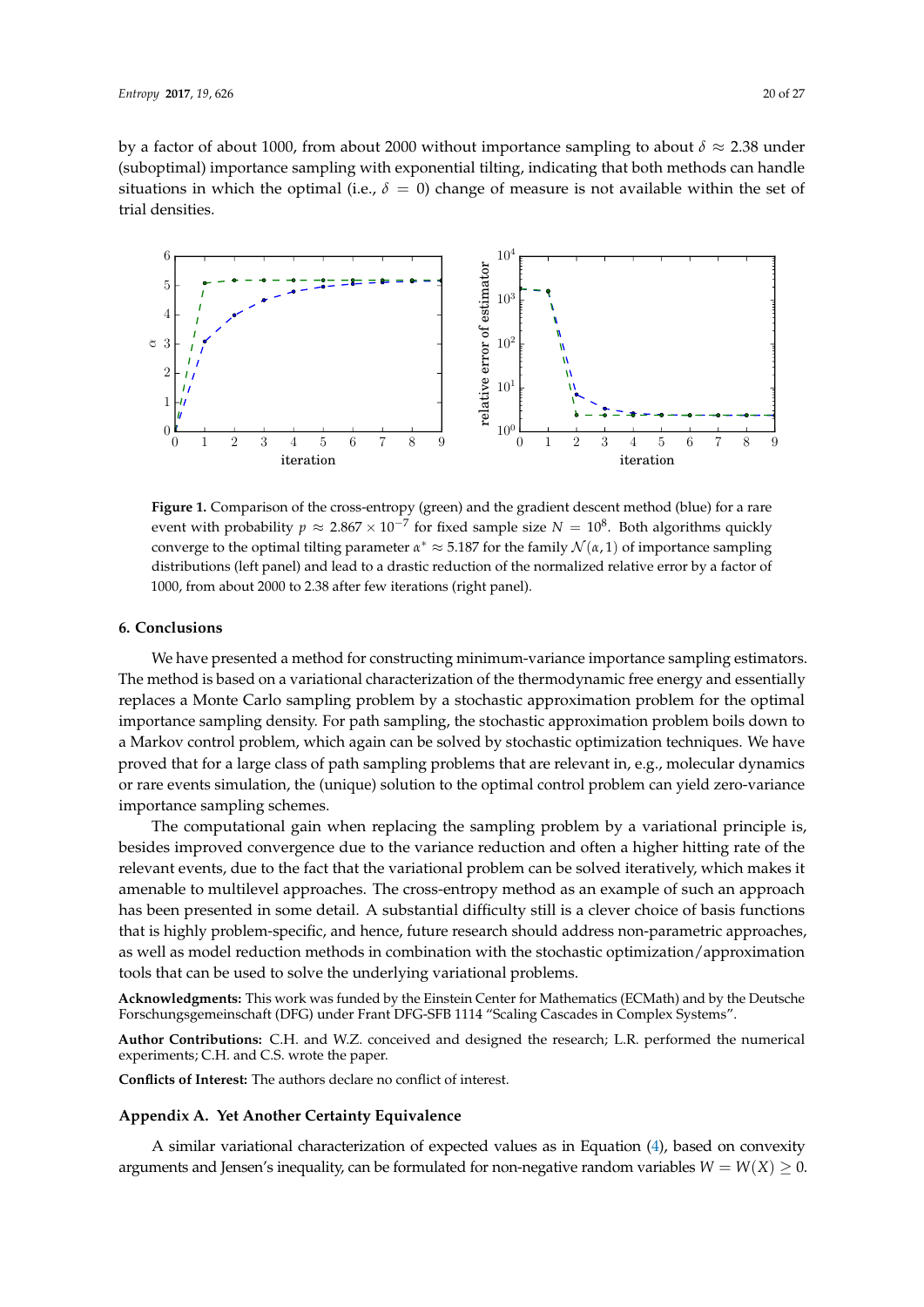by a factor of about 1000, from about 2000 without importance sampling to about $\delta \approx 2.38$ under (suboptimal) importance sampling with exponential tilting, indicating that both methods can handle situations in which the optimal (i.e., $\delta = 0$) change of measure is not available within the set of trial densities.

**Figure 1.** Comparison of the cross-entropy (green) and the gradient descent method (blue) for a rare event with probability $p \approx 2.867 \times 10^{-7}$ for fixed sample size $N = 10^8$. Both algorithms quickly converge to the optimal tilting parameter $\alpha^* \approx 5.187$ for the family $\mathcal{N}(\alpha, 1)$ of importance sampling distributions (left panel) and lead to a drastic reduction of the normalized relative error by a factor of 1000, from about 2000 to 2.38 after few iterations (right panel).

## 6. Conclusions

We have presented a method for constructing minimum-variance importance sampling estimators. The method is based on a variational characterization of the thermodynamic free energy and essentially replaces a Monte Carlo sampling problem by a stochastic approximation problem for the optimal importance sampling density. For path sampling, the stochastic approximation problem boils down to a Markov control problem, which again can be solved by stochastic optimization techniques. We have proved that for a large class of path sampling problems that are relevant in, e.g., molecular dynamics or rare events simulation, the (unique) solution to the optimal control problem can yield zero-variance importance sampling schemes.

The computational gain when replacing the sampling problem by a variational principle is, besides improved convergence due to the variance reduction and often a higher hitting rate of the relevant events, due to the fact that the variational problem can be solved iteratively, which makes it amenable to multilevel approaches. The cross-entropy method as an example of such an approach has been presented in some detail. A substantial difficulty still is a clever choice of basis functions that is highly problem-specific, and hence, future research should address non-parametric approaches, as well as model reduction methods in combination with the stochastic optimization/approximation tools that can be used to solve the underlying variational problems.

**Acknowledgments:** This work was funded by the Einstein Center for Mathematics (ECMath) and by the Deutsche Forschungsgemeinschaft (DFG) under Frant DFG-SFB 1114 "Scaling Cascades in Complex Systems".

**Author Contributions:** C.H. and W.Z. conceived and designed the research; L.R. performed the numerical experiments; C.H. and C.S. wrote the paper.

**Conflicts of Interest:** The authors declare no conflict of interest.

## Appendix A. Yet Another Certainty Equivalence

A similar variational characterization of expected values as in Equation (4), based on convexity arguments and Jensen's inequality, can be formulated for non-negative random variables $W = W(X) \geq 0$.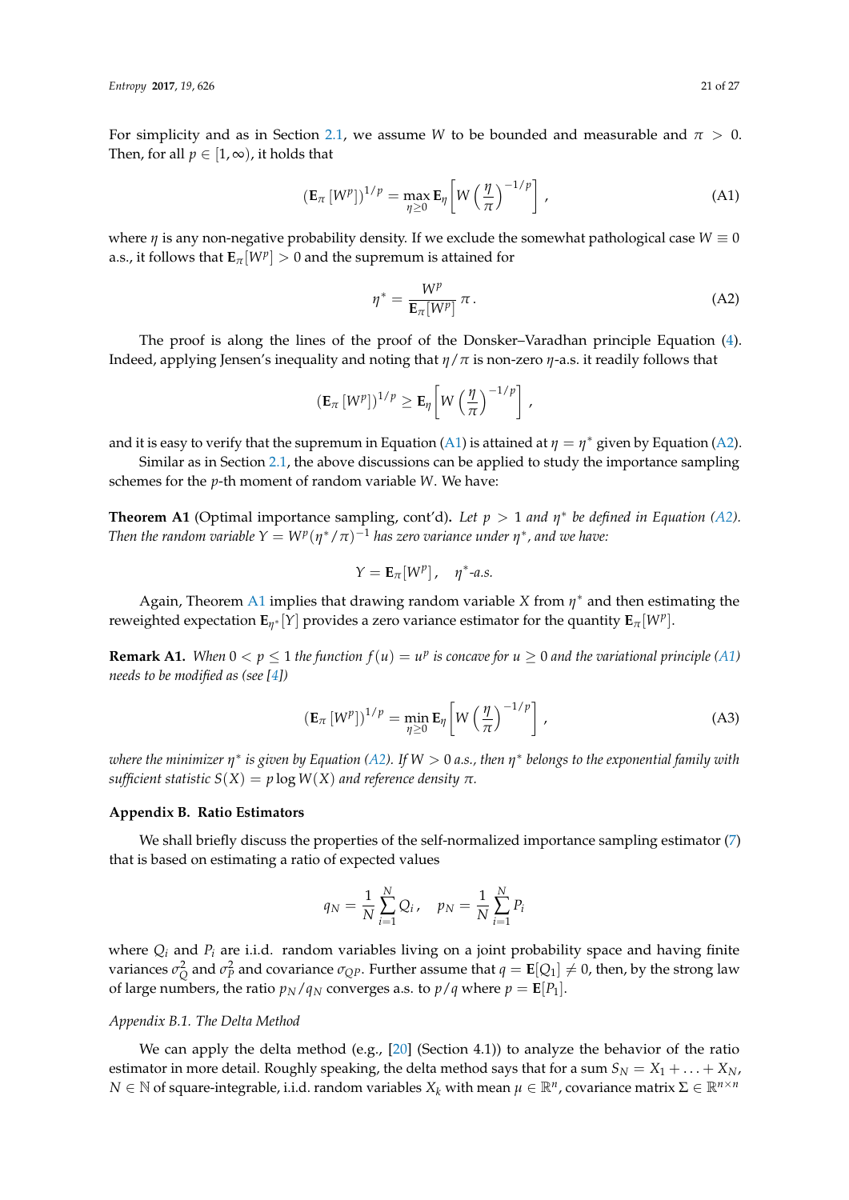For simplicity and as in Section 2.1, we assume $W$ to be bounded and measurable and $\pi > 0$. Then, for all $p \in [1, \infty)$, it holds that

$$\left(\mathbf{E}_\pi\left[W^p\right]\right)^{1/p} = \max_{\eta \geq 0} \mathbf{E}_\eta\left[W\left(\frac{\eta}{\pi}\right)^{-1/p}\right], \tag{A1}$$

where $\eta$ is any non-negative probability density. If we exclude the somewhat pathological case $W \equiv 0$ a.s., it follows that $\mathbf{E}_\pi[W^p] > 0$ and the supremum is attained for

$$\eta^* = \frac{W^p}{\mathbf{E}_\pi[W^p]}\,\pi\,. \tag{A2}$$

The proof is along the lines of the proof of the Donsker–Varadhan principle Equation (4). Indeed, applying Jensen's inequality and noting that $\eta/\pi$ is non-zero $\eta$-a.s. it readily follows that

$$\left(\mathbf{E}_\pi\left[W^p\right]\right)^{1/p} \geq \mathbf{E}_\eta\left[W\left(\frac{\eta}{\pi}\right)^{-1/p}\right],$$

and it is easy to verify that the supremum in Equation (A1) is attained at $\eta = \eta^*$ given by Equation (A2).

Similar as in Section 2.1, the above discussions can be applied to study the importance sampling schemes for the $p$-th moment of random variable $W$. We have:

**Theorem A1** (Optimal importance sampling, cont'd)**.** *Let $p > 1$ and $\eta^*$ be defined in Equation (A2). Then the random variable $Y = W^p(\eta^*/\pi)^{-1}$ has zero variance under $\eta^*$, and we have:*

$$Y = \mathbf{E}_\pi[W^p]\,, \quad \eta^*\text{-a.s.}$$

Again, Theorem A1 implies that drawing random variable $X$ from $\eta^*$ and then estimating the reweighted expectation $\mathbf{E}_{\eta^*}[Y]$ provides a zero variance estimator for the quantity $\mathbf{E}_\pi[W^p]$.

**Remark A1.** *When $0 < p \leq 1$ the function $f(u) = u^p$ is concave for $u \geq 0$ and the variational principle (A1) needs to be modified as (see [4])*

$$\left(\mathbf{E}_\pi\left[W^p\right]\right)^{1/p} = \min_{\eta \geq 0} \mathbf{E}_\eta\left[W\left(\frac{\eta}{\pi}\right)^{-1/p}\right], \tag{A3}$$

*where the minimizer $\eta^*$ is given by Equation (A2). If $W > 0$ a.s., then $\eta^*$ belongs to the exponential family with sufficient statistic $S(X) = p \log W(X)$ and reference density $\pi$.*

## Appendix B. Ratio Estimators

We shall briefly discuss the properties of the self-normalized importance sampling estimator (7) that is based on estimating a ratio of expected values

$$q_N = \frac{1}{N}\sum_{i=1}^{N} Q_i\,, \quad p_N = \frac{1}{N}\sum_{i=1}^{N} P_i$$

where $Q_i$ and $P_i$ are i.i.d. random variables living on a joint probability space and having finite variances $\sigma_Q^2$ and $\sigma_P^2$ and covariance $\sigma_{QP}$. Further assume that $q = \mathbf{E}[Q_1] \neq 0$, then, by the strong law of large numbers, the ratio $p_N/q_N$ converges a.s. to $p/q$ where $p = \mathbf{E}[P_1]$.

### *Appendix B.1. The Delta Method*

We can apply the delta method (e.g., [20] (Section 4.1)) to analyze the behavior of the ratio estimator in more detail. Roughly speaking, the delta method says that for a sum $S_N = X_1 + \ldots + X_N$, $N \in \mathbb{N}$ of square-integrable, i.i.d. random variables $X_k$ with mean $\mu \in \mathbb{R}^n$, covariance matrix $\Sigma \in \mathbb{R}^{n\times n}$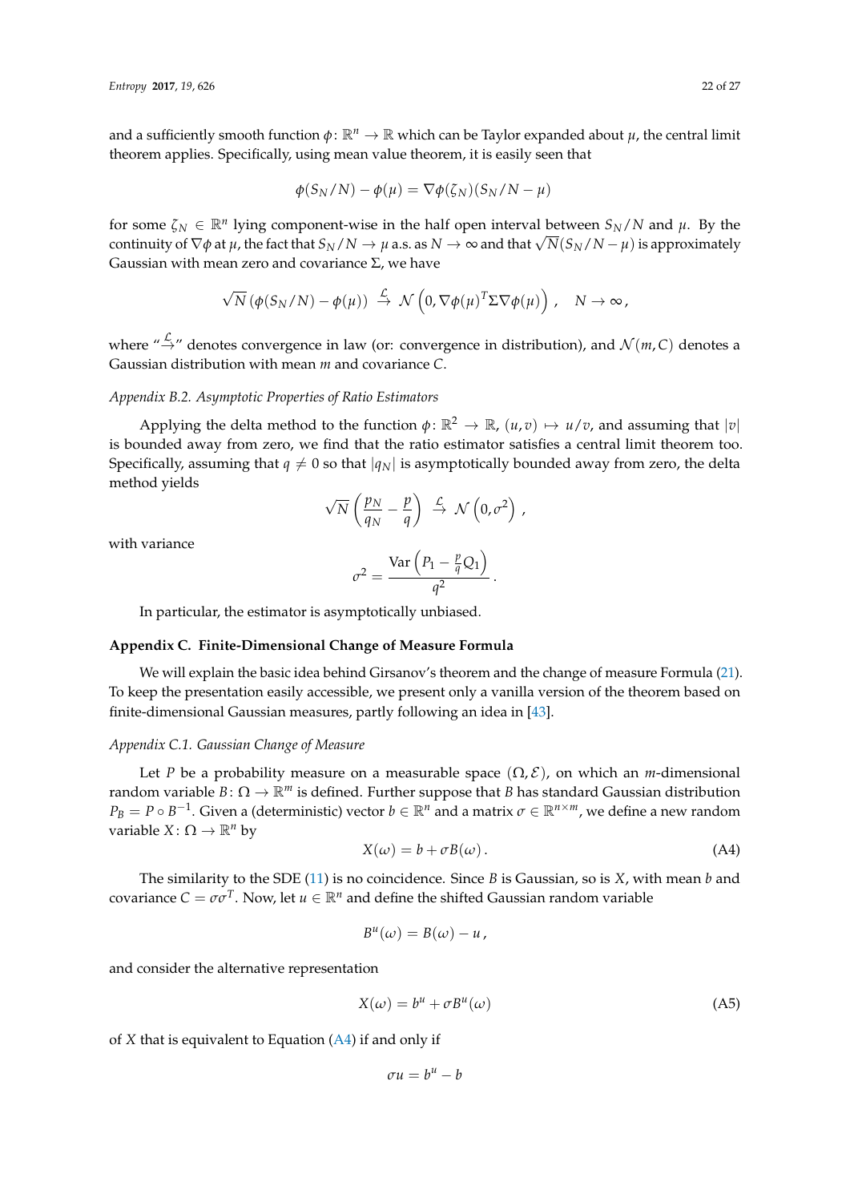and a sufficiently smooth function $\phi\colon \mathbb{R}^n \to \mathbb{R}$ which can be Taylor expanded about $\mu$, the central limit theorem applies. Specifically, using mean value theorem, it is easily seen that

$$\phi(S_N/N) - \phi(\mu) = \nabla\phi(\zeta_N)(S_N/N - \mu)$$

for some $\zeta_N \in \mathbb{R}^n$ lying component-wise in the half open interval between $S_N/N$ and $\mu$. By the continuity of $\nabla\phi$ at $\mu$, the fact that $S_N/N \to \mu$ a.s. as $N \to \infty$ and that $\sqrt{N}(S_N/N - \mu)$ is approximately Gaussian with mean zero and covariance $\Sigma$, we have

$$\sqrt{N}\left(\phi(S_N/N) - \phi(\mu)\right) \overset{\mathcal{L}}{\to} \mathcal{N}\left(0, \nabla\phi(\mu)^T \Sigma \nabla\phi(\mu)\right), \quad N \to \infty,$$

where "$\overset{\mathcal{L}}{\to}$" denotes convergence in law (or: convergence in distribution), and $\mathcal{N}(m, C)$ denotes a Gaussian distribution with mean $m$ and covariance $C$.

### *Appendix B.2. Asymptotic Properties of Ratio Estimators*

Applying the delta method to the function $\phi\colon \mathbb{R}^2 \to \mathbb{R}$, $(u, v) \mapsto u/v$, and assuming that $|v|$ is bounded away from zero, we find that the ratio estimator satisfies a central limit theorem too. Specifically, assuming that $q \neq 0$ so that $|q_N|$ is asymptotically bounded away from zero, the delta method yields

$$\sqrt{N}\left(\frac{p_N}{q_N} - \frac{p}{q}\right) \overset{\mathcal{L}}{\to} \mathcal{N}\left(0, \sigma^2\right),$$

with variance

$$\sigma^2 = \frac{\mathrm{Var}\left(P_1 - \frac{p}{q}Q_1\right)}{q^2}.$$

In particular, the estimator is asymptotically unbiased.

## **Appendix C. Finite-Dimensional Change of Measure Formula**

We will explain the basic idea behind Girsanov's theorem and the change of measure Formula (21). To keep the presentation easily accessible, we present only a vanilla version of the theorem based on finite-dimensional Gaussian measures, partly following an idea in [43].

### *Appendix C.1. Gaussian Change of Measure*

Let $P$ be a probability measure on a measurable space $(\Omega, \mathcal{E})$, on which an $m$-dimensional random variable $B\colon \Omega \to \mathbb{R}^m$ is defined. Further suppose that $B$ has standard Gaussian distribution $P_B = P \circ B^{-1}$. Given a (deterministic) vector $b \in \mathbb{R}^n$ and a matrix $\sigma \in \mathbb{R}^{n \times m}$, we define a new random variable $X\colon \Omega \to \mathbb{R}^n$ by

$$X(\omega) = b + \sigma B(\omega). \tag{A4}$$

The similarity to the SDE (11) is no coincidence. Since $B$ is Gaussian, so is $X$, with mean $b$ and covariance $C = \sigma\sigma^T$. Now, let $u \in \mathbb{R}^n$ and define the shifted Gaussian random variable

$$B^u(\omega) = B(\omega) - u,$$

and consider the alternative representation

$$X(\omega) = b^u + \sigma B^u(\omega) \tag{A5}$$

of $X$ that is equivalent to Equation (A4) if and only if

$$\sigma u = b^u - b$$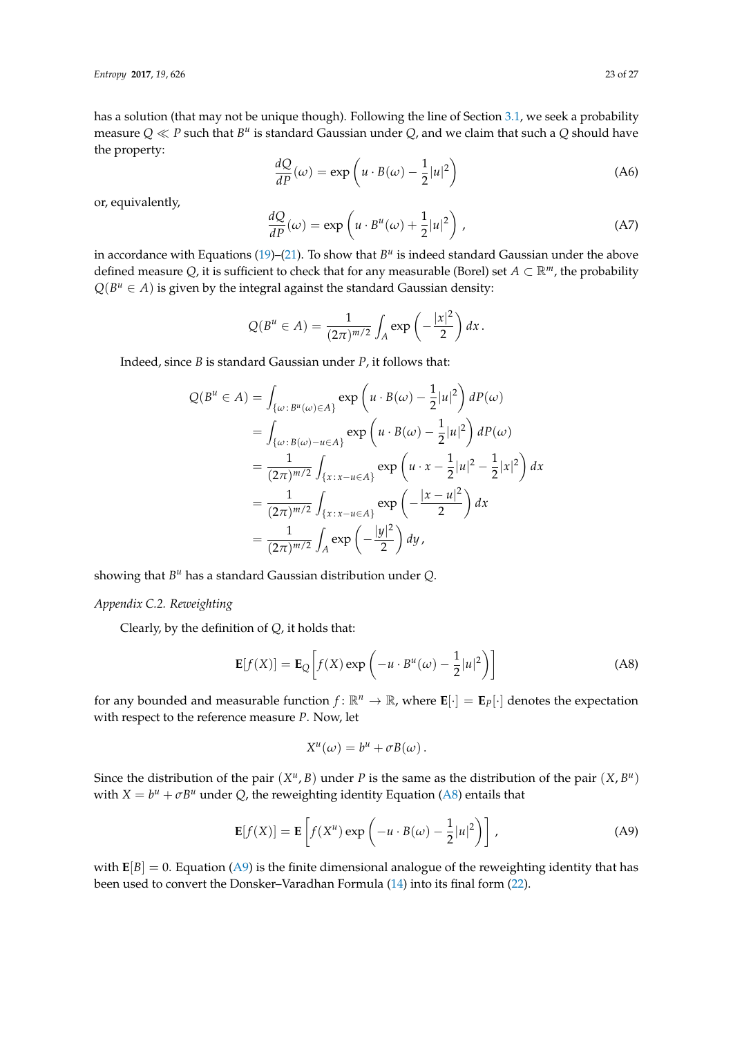has a solution (that may not be unique though). Following the line of Section 3.1, we seek a probability measure $Q \ll P$ such that $B^u$ is standard Gaussian under $Q$, and we claim that such a $Q$ should have the property:

$$\frac{dQ}{dP}(\omega) = \exp\left(u \cdot B(\omega) - \frac{1}{2}|u|^2\right) \tag{A6}$$

or, equivalently,

$$\frac{dQ}{dP}(\omega) = \exp\left(u \cdot B^u(\omega) + \frac{1}{2}|u|^2\right), \tag{A7}$$

in accordance with Equations (19)–(21). To show that $B^u$ is indeed standard Gaussian under the above defined measure $Q$, it is sufficient to check that for any measurable (Borel) set $A \subset \mathbb{R}^m$, the probability $Q(B^u \in A)$ is given by the integral against the standard Gaussian density:

$$Q(B^u \in A) = \frac{1}{(2\pi)^{m/2}} \int_A \exp\left(-\frac{|x|^2}{2}\right) dx\,.$$

Indeed, since $B$ is standard Gaussian under $P$, it follows that:

$$\begin{aligned}
Q(B^u \in A) &= \int_{\{\omega\,:\,B^u(\omega)\in A\}} \exp\left(u \cdot B(\omega) - \frac{1}{2}|u|^2\right) dP(\omega) \\
&= \int_{\{\omega\,:\,B(\omega)-u\in A\}} \exp\left(u \cdot B(\omega) - \frac{1}{2}|u|^2\right) dP(\omega) \\
&= \frac{1}{(2\pi)^{m/2}} \int_{\{x\,:\,x-u\in A\}} \exp\left(u \cdot x - \frac{1}{2}|u|^2 - \frac{1}{2}|x|^2\right) dx \\
&= \frac{1}{(2\pi)^{m/2}} \int_{\{x\,:\,x-u\in A\}} \exp\left(-\frac{|x-u|^2}{2}\right) dx \\
&= \frac{1}{(2\pi)^{m/2}} \int_A \exp\left(-\frac{|y|^2}{2}\right) dy\,,
\end{aligned}$$

showing that $B^u$ has a standard Gaussian distribution under $Q$.

*Appendix C.2. Reweighting*

Clearly, by the definition of $Q$, it holds that:

$$\mathbf{E}[f(X)] = \mathbf{E}_Q\left[f(X)\exp\left(-u \cdot B^u(\omega) - \frac{1}{2}|u|^2\right)\right] \tag{A8}$$

for any bounded and measurable function $f\colon \mathbb{R}^n \to \mathbb{R}$, where $\mathbf{E}[\cdot] = \mathbf{E}_P[\cdot]$ denotes the expectation with respect to the reference measure $P$. Now, let

$$X^u(\omega) = b^u + \sigma B(\omega)\,.$$

Since the distribution of the pair $(X^u, B)$ under $P$ is the same as the distribution of the pair $(X, B^u)$ with $X = b^u + \sigma B^u$ under $Q$, the reweighting identity Equation (A8) entails that

$$\mathbf{E}[f(X)] = \mathbf{E}\left[f(X^u)\exp\left(-u \cdot B(\omega) - \frac{1}{2}|u|^2\right)\right], \tag{A9}$$

with $\mathbf{E}[B] = 0$. Equation (A9) is the finite dimensional analogue of the reweighting identity that has been used to convert the Donsker–Varadhan Formula (14) into its final form (22).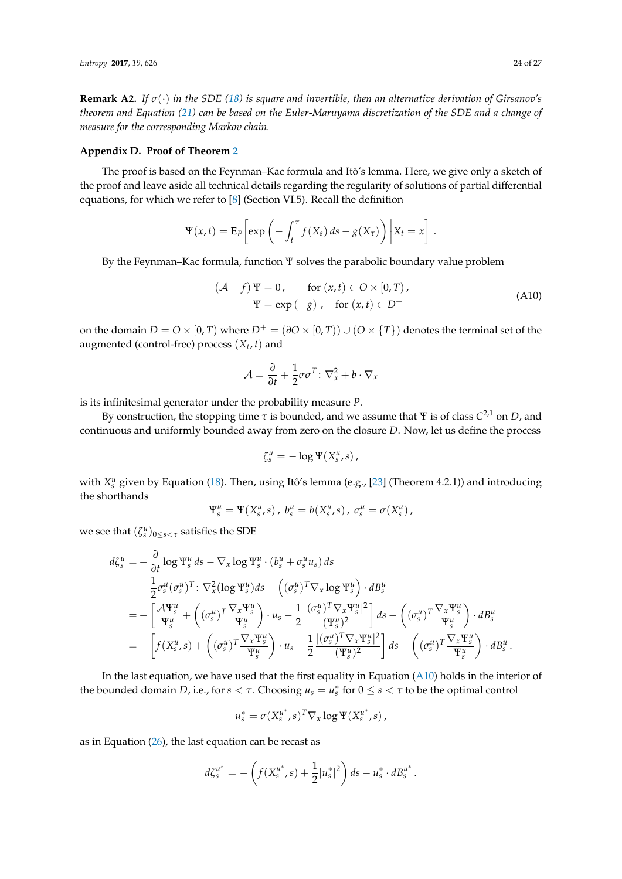**Remark A2.** *If $\sigma(\cdot)$ in the SDE (18) is square and invertible, then an alternative derivation of Girsanov's theorem and Equation (21) can be based on the Euler-Maruyama discretization of the SDE and a change of measure for the corresponding Markov chain.*

## Appendix D. Proof of Theorem 2

The proof is based on the Feynman–Kac formula and Itô's lemma. Here, we give only a sketch of the proof and leave aside all technical details regarding the regularity of solutions of partial differential equations, for which we refer to [8] (Section VI.5). Recall the definition

$$\Psi(x,t) = \mathbf{E}_P\left[\exp\left(-\int_t^\tau f(X_s)\,ds - g(X_\tau)\right)\middle| X_t = x\right].$$

By the Feynman–Kac formula, function $\Psi$ solves the parabolic boundary value problem

$$\begin{aligned}(\mathcal{A} - f)\,\Psi &= 0\,, \qquad \text{for } (x,t) \in O \times [0,T)\,,\\ \Psi &= \exp(-g)\,, \quad \text{for } (x,t) \in D^+\end{aligned} \tag{A10}$$

on the domain $D = O \times [0,T)$ where $D^+ = (\partial O \times [0,T)) \cup (O \times \{T\})$ denotes the terminal set of the augmented (control-free) process $(X_t, t)$ and

$$\mathcal{A} = \frac{\partial}{\partial t} + \frac{1}{2}\sigma\sigma^T \colon \nabla_x^2 + b \cdot \nabla_x$$

is its infinitesimal generator under the probability measure $P$.

By construction, the stopping time $\tau$ is bounded, and we assume that $\Psi$ is of class $C^{2,1}$ on $D$, and continuous and uniformly bounded away from zero on the closure $\overline{D}$. Now, let us define the process

$$\zeta_s^u = -\log\Psi(X_s^u, s)\,,$$

with $X_s^u$ given by Equation (18). Then, using Itô's lemma (e.g., [23] (Theorem 4.2.1)) and introducing the shorthands

$$\Psi_s^u = \Psi(X_s^u, s)\,,\; b_s^u = b(X_s^u, s)\,,\; \sigma_s^u = \sigma(X_s^u)\,,$$

we see that $(\zeta_s^u)_{0\le s<\tau}$ satisfies the SDE

$$\begin{aligned}
d\zeta_s^u &= -\frac{\partial}{\partial t}\log\Psi_s^u\,ds - \nabla_x\log\Psi_s^u \cdot (b_s^u + \sigma_s^u u_s)\,ds\\
&\quad - \frac{1}{2}\sigma_s^u(\sigma_s^u)^T \colon \nabla_x^2(\log\Psi_s^u)ds - \left((\sigma_s^u)^T\nabla_x\log\Psi_s^u\right)\cdot dB_s^u\\
&= -\left[\frac{\mathcal{A}\Psi_s^u}{\Psi_s^u} + \left((\sigma_s^u)^T\frac{\nabla_x\Psi_s^u}{\Psi_s^u}\right)\cdot u_s - \frac{1}{2}\frac{|(\sigma_s^u)^T\nabla_x\Psi_s^u|^2}{(\Psi_s^u)^2}\right]ds - \left((\sigma_s^u)^T\frac{\nabla_x\Psi_s^u}{\Psi_s^u}\right)\cdot dB_s^u\\
&= -\left[f(X_s^u, s) + \left((\sigma_s^u)^T\frac{\nabla_x\Psi_s^u}{\Psi_s^u}\right)\cdot u_s - \frac{1}{2}\frac{|(\sigma_s^u)^T\nabla_x\Psi_s^u|^2}{(\Psi_s^u)^2}\right]ds - \left((\sigma_s^u)^T\frac{\nabla_x\Psi_s^u}{\Psi_s^u}\right)\cdot dB_s^u\,.
\end{aligned}$$

In the last equation, we have used that the first equality in Equation (A10) holds in the interior of the bounded domain $D$, i.e., for $s < \tau$. Choosing $u_s = u_s^*$ for $0 \le s < \tau$ to be the optimal control

$$u_s^* = \sigma(X_s^{u^*}, s)^T\nabla_x\log\Psi(X_s^{u^*}, s)\,,$$

as in Equation (26), the last equation can be recast as

$$d\zeta_s^{u^*} = -\left(f(X_s^{u^*}, s) + \frac{1}{2}|u_s^*|^2\right)ds - u_s^*\cdot dB_s^{u^*}\,.$$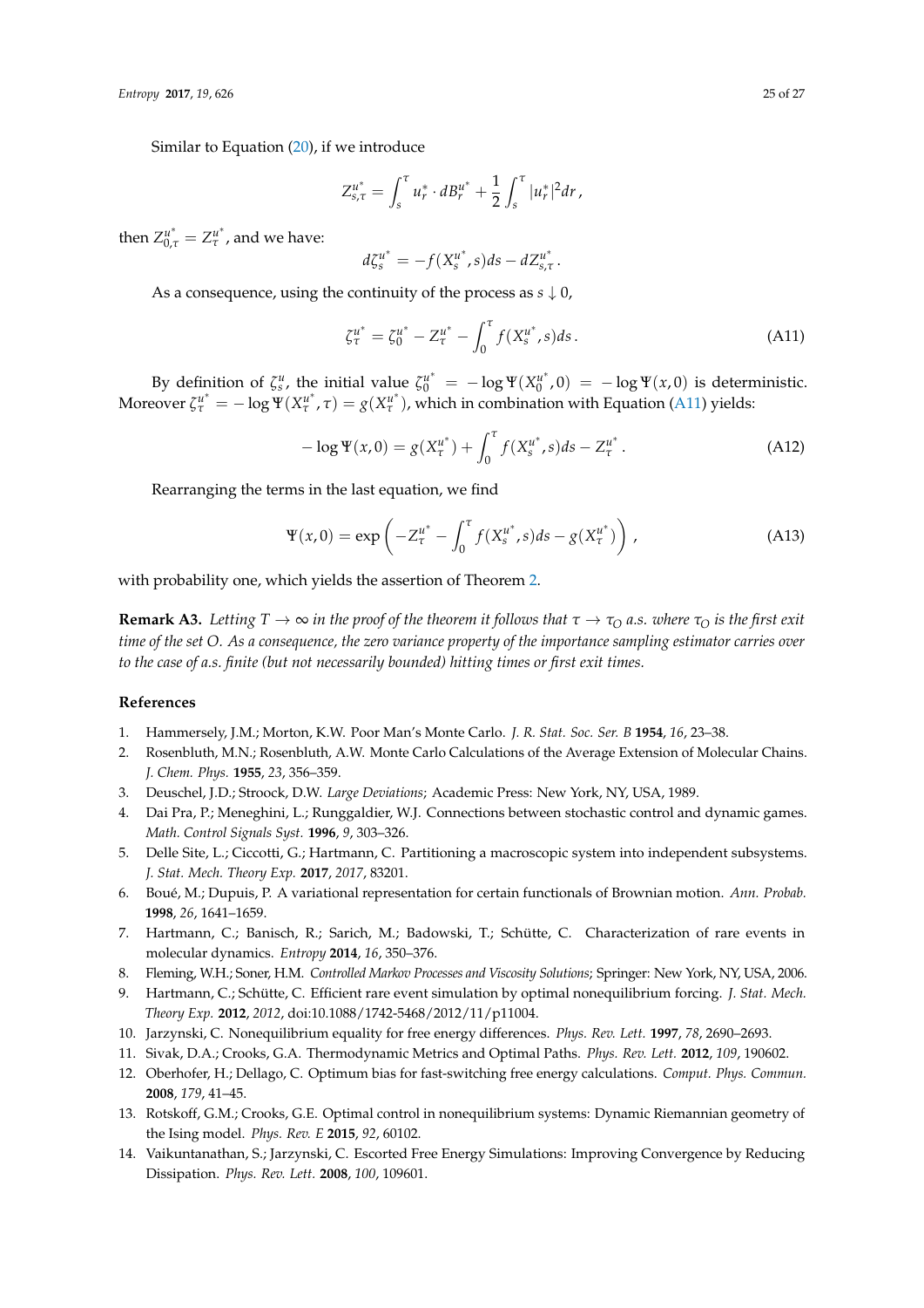Similar to Equation (20), if we introduce

$$Z_{s,\tau}^{u^*} = \int_s^\tau u_r^* \cdot dB_r^{u^*} + \frac{1}{2}\int_s^\tau |u_r^*|^2 dr\,,$$

then $Z_{0,\tau}^{u^*} = Z_\tau^{u^*}$, and we have:

$$d\zeta_s^{u^*} = -f(X_s^{u^*}, s)ds - dZ_{s,\tau}^{u^*}\,.$$

As a consequence, using the continuity of the process as $s \downarrow 0$,

$$\zeta_\tau^{u^*} = \zeta_0^{u^*} - Z_\tau^{u^*} - \int_0^\tau f(X_s^{u^*}, s)ds\,. \tag{A11}$$

By definition of $\zeta_s^u$, the initial value $\zeta_0^{u^*} = -\log\Psi(X_0^{u^*}, 0) = -\log\Psi(x, 0)$ is deterministic. Moreover $\zeta_\tau^{u^*} = -\log\Psi(X_\tau^{u^*}, \tau) = g(X_\tau^{u^*})$, which in combination with Equation (A11) yields:

$$-\log\Psi(x,0) = g(X_\tau^{u^*}) + \int_0^\tau f(X_s^{u^*}, s)ds - Z_\tau^{u^*}\,. \tag{A12}$$

Rearranging the terms in the last equation, we find

$$\Psi(x,0) = \exp\left(-Z_\tau^{u^*} - \int_0^\tau f(X_s^{u^*}, s)ds - g(X_\tau^{u^*})\right)\,, \tag{A13}$$

with probability one, which yields the assertion of Theorem 2.

**Remark A3.** *Letting $T \to \infty$ in the proof of the theorem it follows that $\tau \to \tau_O$ a.s. where $\tau_O$ is the first exit time of the set $O$. As a consequence, the zero variance property of the importance sampling estimator carries over to the case of a.s. finite (but not necessarily bounded) hitting times or first exit times.*

## References

1. Hammersely, J.M.; Morton, K.W. Poor Man's Monte Carlo. *J. R. Stat. Soc. Ser. B* **1954**, *16*, 23–38.
2. Rosenbluth, M.N.; Rosenbluth, A.W. Monte Carlo Calculations of the Average Extension of Molecular Chains. *J. Chem. Phys.* **1955**, *23*, 356–359.
3. Deuschel, J.D.; Stroock, D.W. *Large Deviations*; Academic Press: New York, NY, USA, 1989.
4. Dai Pra, P.; Meneghini, L.; Runggaldier, W.J. Connections between stochastic control and dynamic games. *Math. Control Signals Syst.* **1996**, *9*, 303–326.
5. Delle Site, L.; Ciccotti, G.; Hartmann, C. Partitioning a macroscopic system into independent subsystems. *J. Stat. Mech. Theory Exp.* **2017**, *2017*, 83201.
6. Boué, M.; Dupuis, P. A variational representation for certain functionals of Brownian motion. *Ann. Probab.* **1998**, *26*, 1641–1659.
7. Hartmann, C.; Banisch, R.; Sarich, M.; Badowski, T.; Schütte, C. Characterization of rare events in molecular dynamics. *Entropy* **2014**, *16*, 350–376.
8. Fleming, W.H.; Soner, H.M. *Controlled Markov Processes and Viscosity Solutions*; Springer: New York, NY, USA, 2006.
9. Hartmann, C.; Schütte, C. Efficient rare event simulation by optimal nonequilibrium forcing. *J. Stat. Mech. Theory Exp.* **2012**, *2012*, doi:10.1088/1742-5468/2012/11/p11004.
10. Jarzynski, C. Nonequilibrium equality for free energy differences. *Phys. Rev. Lett.* **1997**, *78*, 2690–2693.
11. Sivak, D.A.; Crooks, G.A. Thermodynamic Metrics and Optimal Paths. *Phys. Rev. Lett.* **2012**, *109*, 190602.
12. Oberhofer, H.; Dellago, C. Optimum bias for fast-switching free energy calculations. *Comput. Phys. Commun.* **2008**, *179*, 41–45.
13. Rotskoff, G.M.; Crooks, G.E. Optimal control in nonequilibrium systems: Dynamic Riemannian geometry of the Ising model. *Phys. Rev. E* **2015**, *92*, 60102.
14. Vaikuntanathan, S.; Jarzynski, C. Escorted Free Energy Simulations: Improving Convergence by Reducing Dissipation. *Phys. Rev. Lett.* **2008**, *100*, 109601.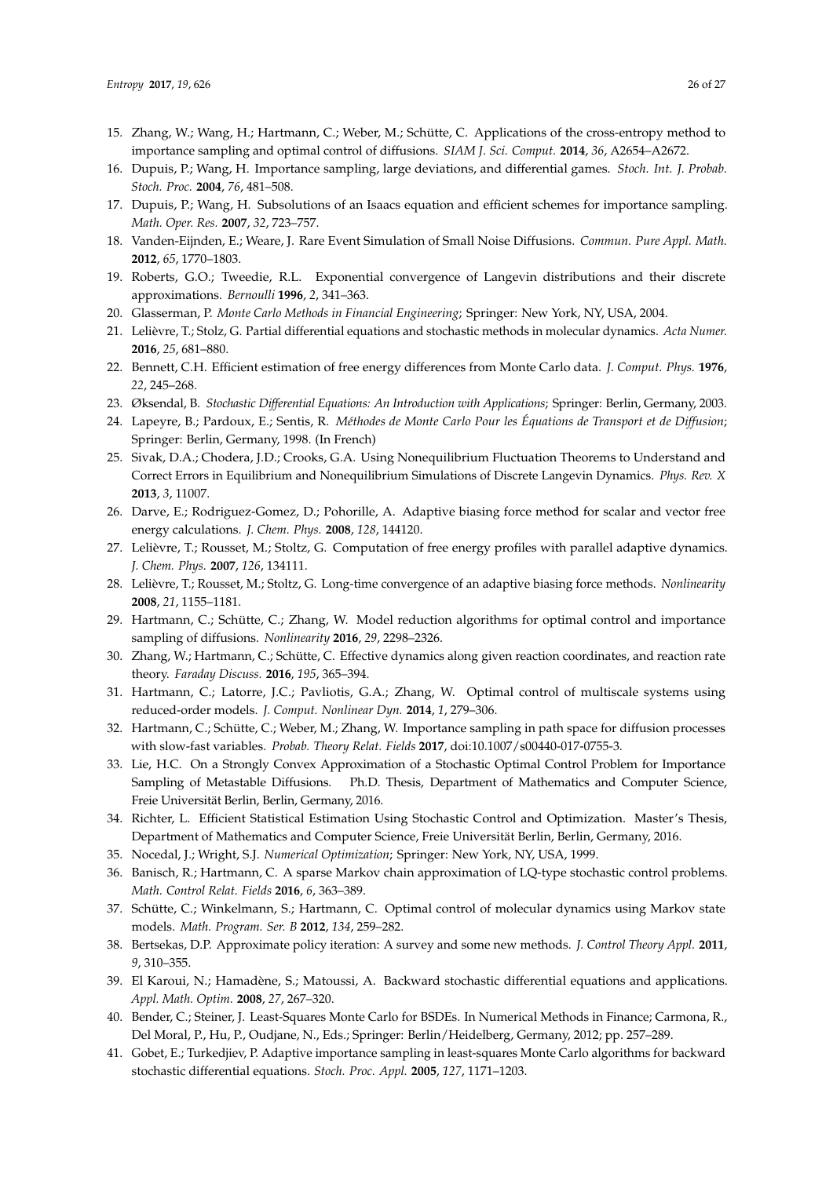15. Zhang, W.; Wang, H.; Hartmann, C.; Weber, M.; Schütte, C. Applications of the cross-entropy method to importance sampling and optimal control of diffusions. *SIAM J. Sci. Comput.* **2014**, *36*, A2654–A2672.
16. Dupuis, P.; Wang, H. Importance sampling, large deviations, and differential games. *Stoch. Int. J. Probab. Stoch. Proc.* **2004**, *76*, 481–508.
17. Dupuis, P.; Wang, H. Subsolutions of an Isaacs equation and efficient schemes for importance sampling. *Math. Oper. Res.* **2007**, *32*, 723–757.
18. Vanden-Eijnden, E.; Weare, J. Rare Event Simulation of Small Noise Diffusions. *Commun. Pure Appl. Math.* **2012**, *65*, 1770–1803.
19. Roberts, G.O.; Tweedie, R.L. Exponential convergence of Langevin distributions and their discrete approximations. *Bernoulli* **1996**, *2*, 341–363.
20. Glasserman, P. *Monte Carlo Methods in Financial Engineering*; Springer: New York, NY, USA, 2004.
21. Lelièvre, T.; Stolz, G. Partial differential equations and stochastic methods in molecular dynamics. *Acta Numer.* **2016**, *25*, 681–880.
22. Bennett, C.H. Efficient estimation of free energy differences from Monte Carlo data. *J. Comput. Phys.* **1976**, *22*, 245–268.
23. Øksendal, B. *Stochastic Differential Equations: An Introduction with Applications*; Springer: Berlin, Germany, 2003.
24. Lapeyre, B.; Pardoux, E.; Sentis, R. *Méthodes de Monte Carlo Pour les Équations de Transport et de Diffusion*; Springer: Berlin, Germany, 1998. (In French)
25. Sivak, D.A.; Chodera, J.D.; Crooks, G.A. Using Nonequilibrium Fluctuation Theorems to Understand and Correct Errors in Equilibrium and Nonequilibrium Simulations of Discrete Langevin Dynamics. *Phys. Rev. X* **2013**, *3*, 11007.
26. Darve, E.; Rodriguez-Gomez, D.; Pohorille, A. Adaptive biasing force method for scalar and vector free energy calculations. *J. Chem. Phys.* **2008**, *128*, 144120.
27. Lelièvre, T.; Rousset, M.; Stoltz, G. Computation of free energy profiles with parallel adaptive dynamics. *J. Chem. Phys.* **2007**, *126*, 134111.
28. Lelièvre, T.; Rousset, M.; Stoltz, G. Long-time convergence of an adaptive biasing force methods. *Nonlinearity* **2008**, *21*, 1155–1181.
29. Hartmann, C.; Schütte, C.; Zhang, W. Model reduction algorithms for optimal control and importance sampling of diffusions. *Nonlinearity* **2016**, *29*, 2298–2326.
30. Zhang, W.; Hartmann, C.; Schütte, C. Effective dynamics along given reaction coordinates, and reaction rate theory. *Faraday Discuss.* **2016**, *195*, 365–394.
31. Hartmann, C.; Latorre, J.C.; Pavliotis, G.A.; Zhang, W. Optimal control of multiscale systems using reduced-order models. *J. Comput. Nonlinear Dyn.* **2014**, *1*, 279–306.
32. Hartmann, C.; Schütte, C.; Weber, M.; Zhang, W. Importance sampling in path space for diffusion processes with slow-fast variables. *Probab. Theory Relat. Fields* **2017**, doi:10.1007/s00440-017-0755-3.
33. Lie, H.C. On a Strongly Convex Approximation of a Stochastic Optimal Control Problem for Importance Sampling of Metastable Diffusions. Ph.D. Thesis, Department of Mathematics and Computer Science, Freie Universität Berlin, Berlin, Germany, 2016.
34. Richter, L. Efficient Statistical Estimation Using Stochastic Control and Optimization. Master's Thesis, Department of Mathematics and Computer Science, Freie Universität Berlin, Berlin, Germany, 2016.
35. Nocedal, J.; Wright, S.J. *Numerical Optimization*; Springer: New York, NY, USA, 1999.
36. Banisch, R.; Hartmann, C. A sparse Markov chain approximation of LQ-type stochastic control problems. *Math. Control Relat. Fields* **2016**, *6*, 363–389.
37. Schütte, C.; Winkelmann, S.; Hartmann, C. Optimal control of molecular dynamics using Markov state models. *Math. Program. Ser. B* **2012**, *134*, 259–282.
38. Bertsekas, D.P. Approximate policy iteration: A survey and some new methods. *J. Control Theory Appl.* **2011**, *9*, 310–355.
39. El Karoui, N.; Hamadène, S.; Matoussi, A. Backward stochastic differential equations and applications. *Appl. Math. Optim.* **2008**, *27*, 267–320.
40. Bender, C.; Steiner, J. Least-Squares Monte Carlo for BSDEs. In Numerical Methods in Finance; Carmona, R., Del Moral, P., Hu, P., Oudjane, N., Eds.; Springer: Berlin/Heidelberg, Germany, 2012; pp. 257–289.
41. Gobet, E.; Turkedjiev, P. Adaptive importance sampling in least-squares Monte Carlo algorithms for backward stochastic differential equations. *Stoch. Proc. Appl.* **2005**, *127*, 1171–1203.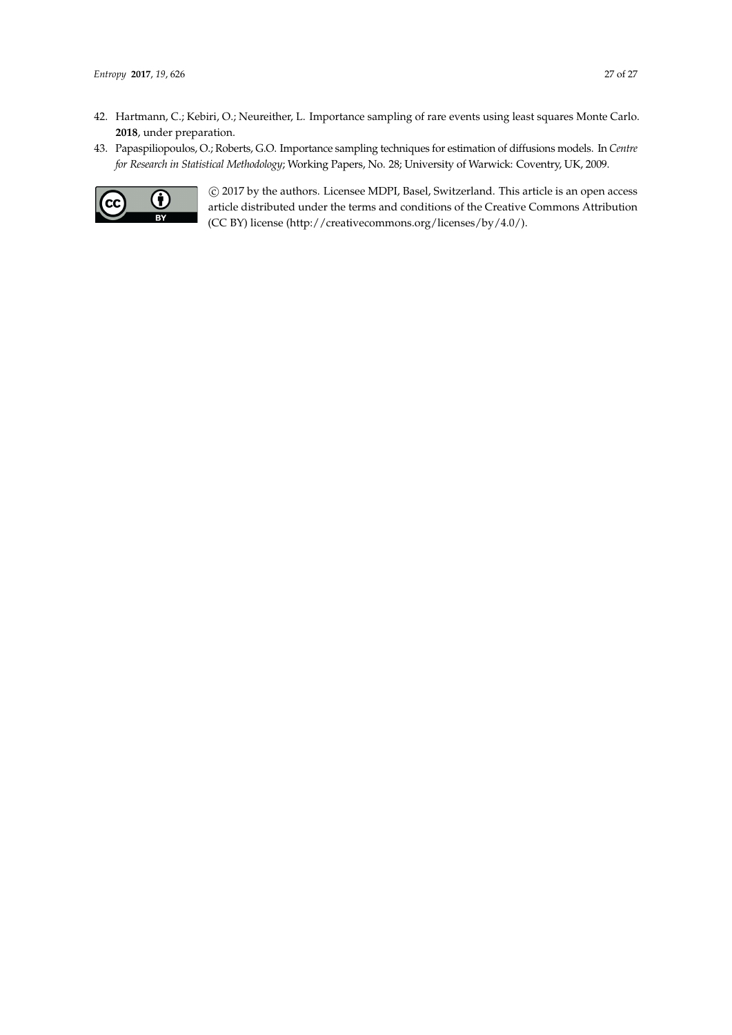42. Hartmann, C.; Kebiri, O.; Neureither, L. Importance sampling of rare events using least squares Monte Carlo. **2018**, under preparation.
43. Papaspiliopoulos, O.; Roberts, G.O. Importance sampling techniques for estimation of diffusions models. In *Centre for Research in Statistical Methodology*; Working Papers, No. 28; University of Warwick: Coventry, UK, 2009.

© 2017 by the authors. Licensee MDPI, Basel, Switzerland. This article is an open access article distributed under the terms and conditions of the Creative Commons Attribution (CC BY) license (http://creativecommons.org/licenses/by/4.0/).